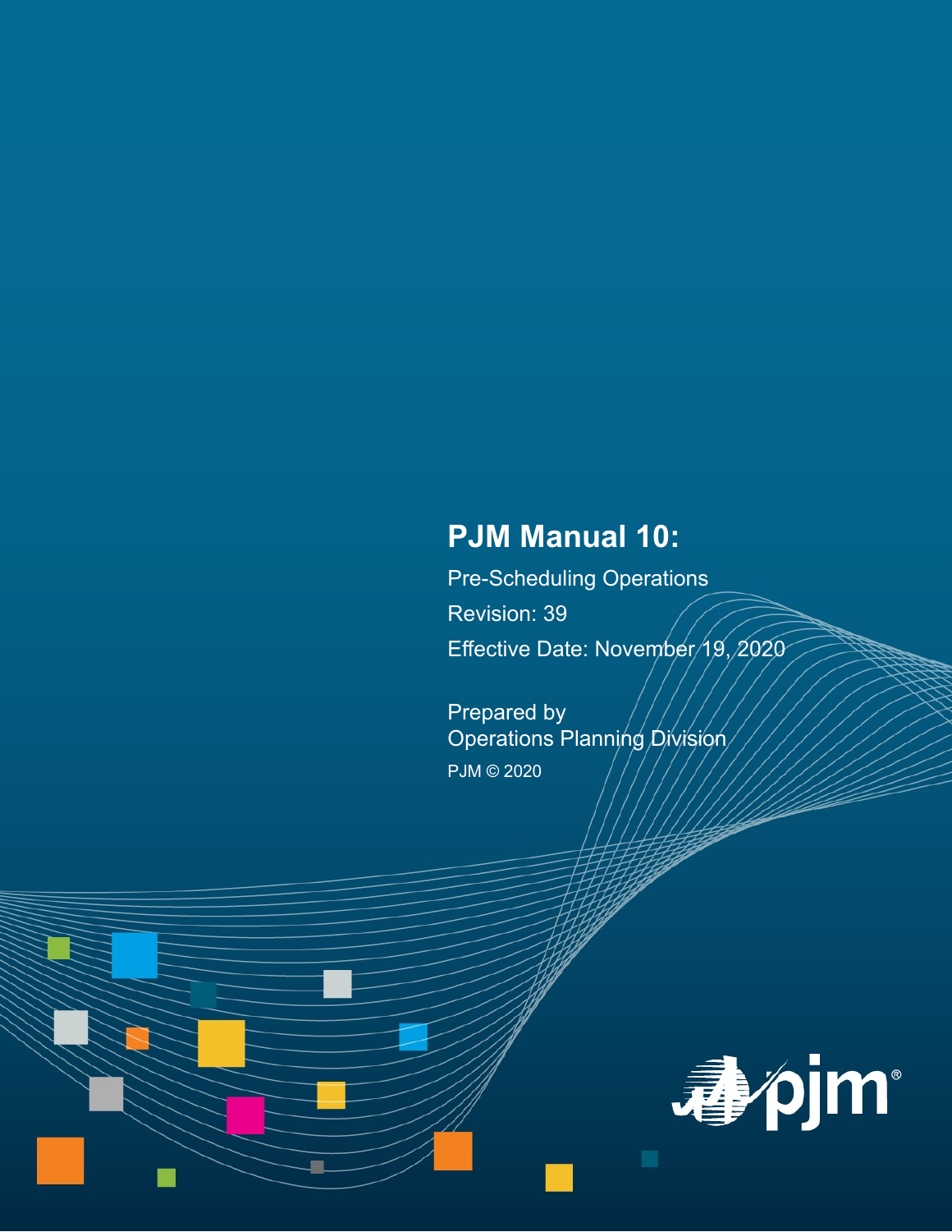# PJM Manual 10:

Pre-Scheduling Operations

Revision: 39

Effective Date: November 19, 2020

Prepared by
Operations Planning Division

PJM © 2020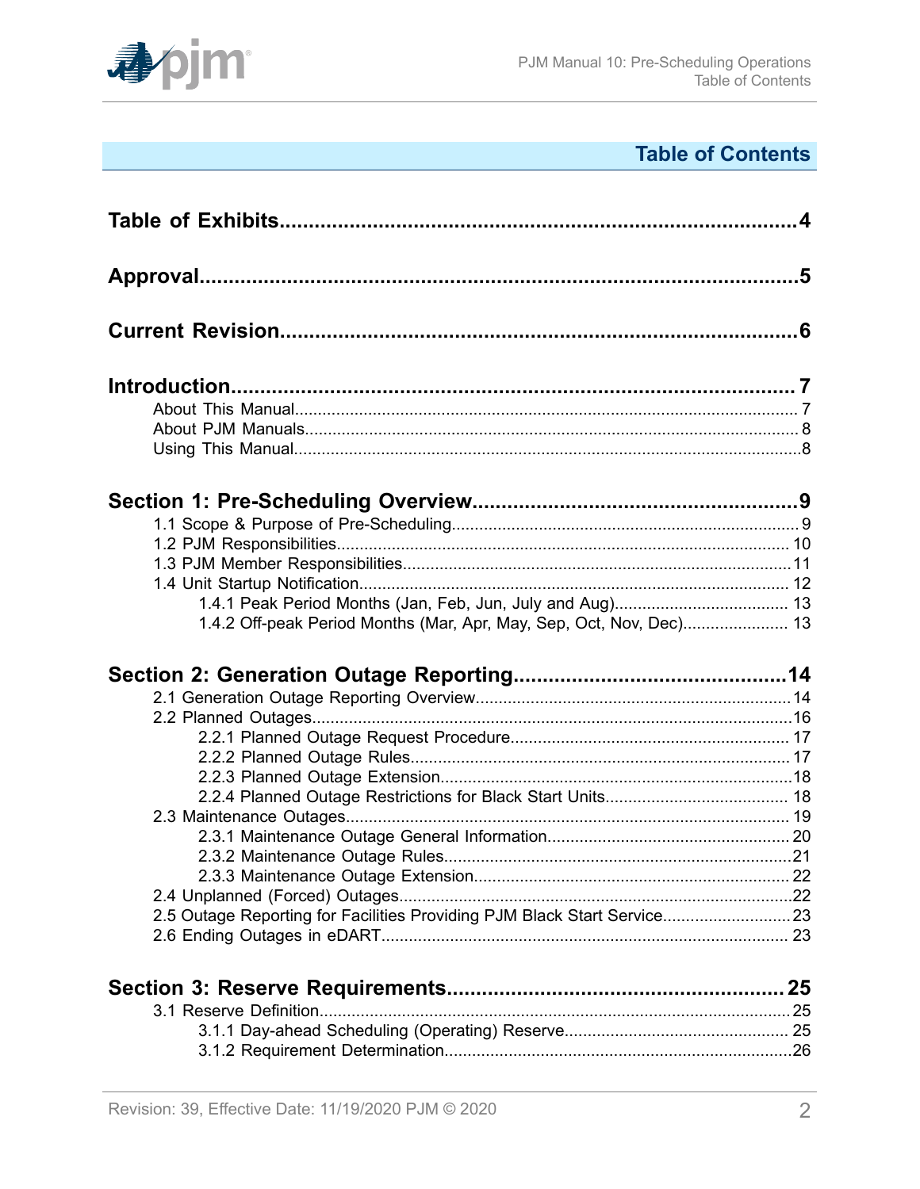## Table of Contents

**Table of Exhibits**........................................................................................4

**Approval**........................................................................................5

**Current Revision**........................................................................................6

**Introduction**........................................................................................7

- About This Manual........................................................................................7
- About PJM Manuals........................................................................................8
- Using This Manual........................................................................................8

**Section 1: Pre-Scheduling Overview**........................................................................................9

- 1.1 Scope & Purpose of Pre-Scheduling........................................................................................9
- 1.2 PJM Responsibilities........................................................................................10
- 1.3 PJM Member Responsibilities........................................................................................11
- 1.4 Unit Startup Notification........................................................................................12
  - 1.4.1 Peak Period Months (Jan, Feb, Jun, July and Aug)........................................................................................13
  - 1.4.2 Off-peak Period Months (Mar, Apr, May, Sep, Oct, Nov, Dec)........................................................................................13

**Section 2: Generation Outage Reporting**........................................................................................14

- 2.1 Generation Outage Reporting Overview........................................................................................14
- 2.2 Planned Outages........................................................................................16
  - 2.2.1 Planned Outage Request Procedure........................................................................................17
  - 2.2.2 Planned Outage Rules........................................................................................17
  - 2.2.3 Planned Outage Extension........................................................................................18
  - 2.2.4 Planned Outage Restrictions for Black Start Units........................................................................................18
- 2.3 Maintenance Outages........................................................................................19
  - 2.3.1 Maintenance Outage General Information........................................................................................20
  - 2.3.2 Maintenance Outage Rules........................................................................................21
  - 2.3.3 Maintenance Outage Extension........................................................................................22
- 2.4 Unplanned (Forced) Outages........................................................................................22
- 2.5 Outage Reporting for Facilities Providing PJM Black Start Service........................................................................................23
- 2.6 Ending Outages in eDART........................................................................................23

**Section 3: Reserve Requirements**........................................................................................25

- 3.1 Reserve Definition........................................................................................25
  - 3.1.1 Day-ahead Scheduling (Operating) Reserve........................................................................................25
  - 3.1.2 Requirement Determination........................................................................................26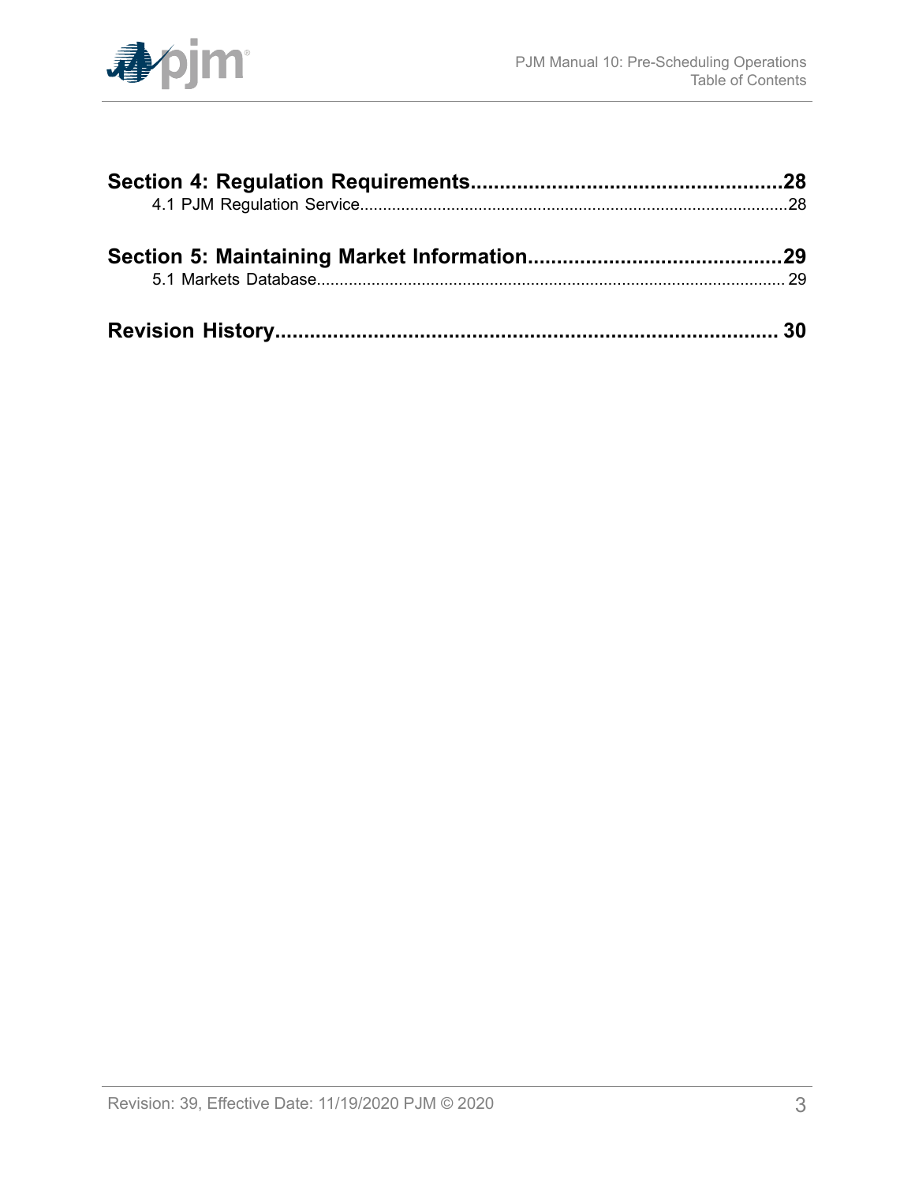**Section 4: Regulation Requirements.....................................................28**

4.1 PJM Regulation Service.............................................................................................28

**Section 5: Maintaining Market Information...........................................29**

5.1 Markets Database...................................................................................................... 29

**Revision History...................................................................................... 30**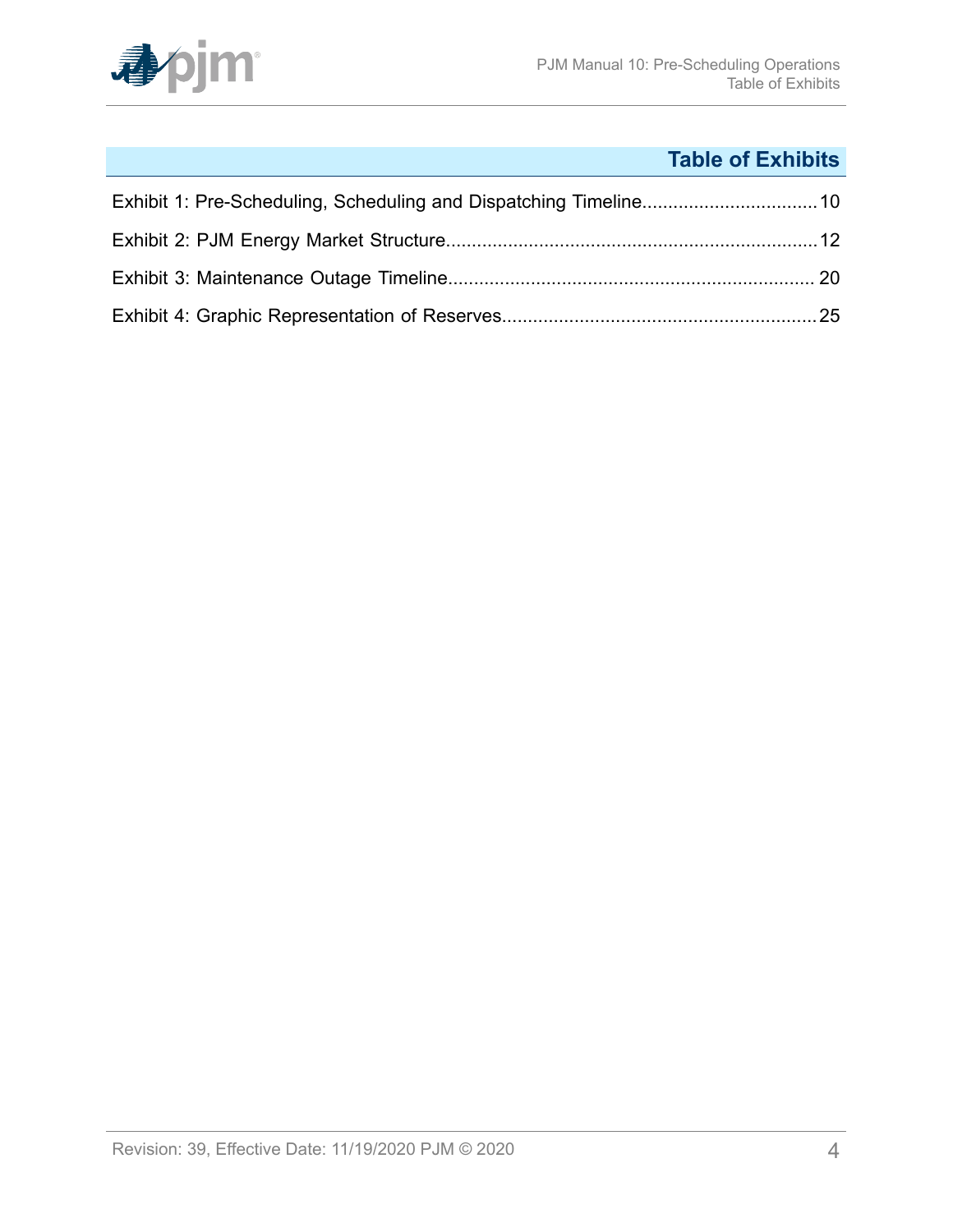# Table of Exhibits

Exhibit 1: Pre-Scheduling, Scheduling and Dispatching Timeline.................................10

Exhibit 2: PJM Energy Market Structure.......................................................................12

Exhibit 3: Maintenance Outage Timeline...................................................................... 20

Exhibit 4: Graphic Representation of Reserves.............................................................25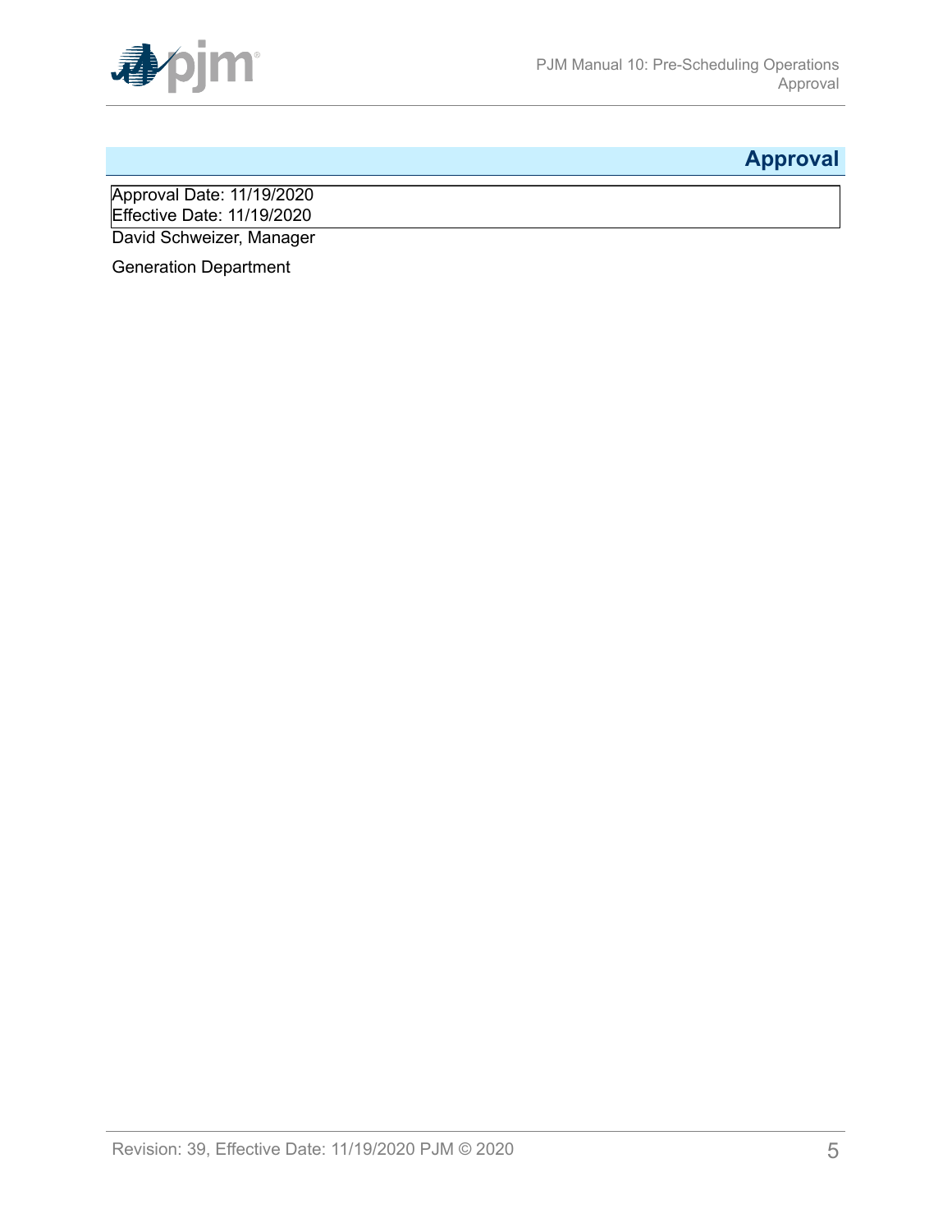# Approval

Approval Date: 11/19/2020
Effective Date: 11/19/2020

David Schweizer, Manager

Generation Department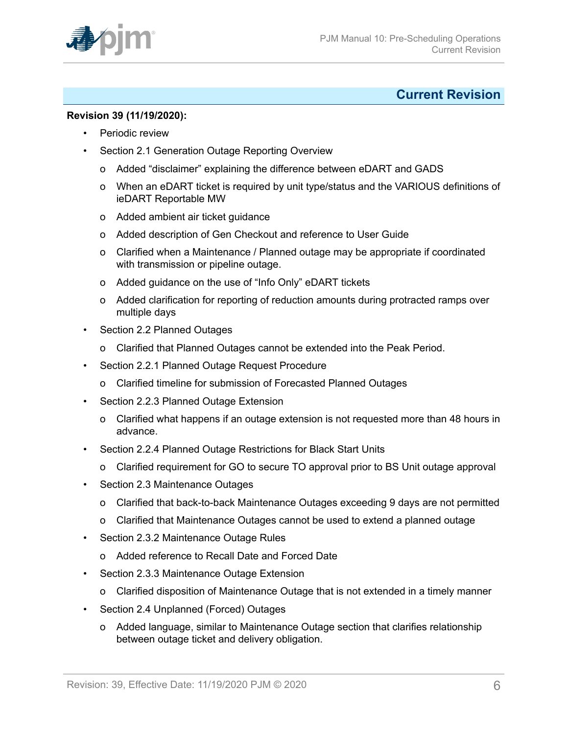## Current Revision

**Revision 39 (11/19/2020):**

- Periodic review
- Section 2.1 Generation Outage Reporting Overview
    - o Added "disclaimer" explaining the difference between eDART and GADS
    - o When an eDART ticket is required by unit type/status and the VARIOUS definitions of ieDART Reportable MW
    - o Added ambient air ticket guidance
    - o Added description of Gen Checkout and reference to User Guide
    - o Clarified when a Maintenance / Planned outage may be appropriate if coordinated with transmission or pipeline outage.
    - o Added guidance on the use of "Info Only" eDART tickets
    - o Added clarification for reporting of reduction amounts during protracted ramps over multiple days
- Section 2.2 Planned Outages
    - o Clarified that Planned Outages cannot be extended into the Peak Period.
- Section 2.2.1 Planned Outage Request Procedure
    - o Clarified timeline for submission of Forecasted Planned Outages
- Section 2.2.3 Planned Outage Extension
    - o Clarified what happens if an outage extension is not requested more than 48 hours in advance.
- Section 2.2.4 Planned Outage Restrictions for Black Start Units
    - o Clarified requirement for GO to secure TO approval prior to BS Unit outage approval
- Section 2.3 Maintenance Outages
    - o Clarified that back-to-back Maintenance Outages exceeding 9 days are not permitted
    - o Clarified that Maintenance Outages cannot be used to extend a planned outage
- Section 2.3.2 Maintenance Outage Rules
    - o Added reference to Recall Date and Forced Date
- Section 2.3.3 Maintenance Outage Extension
    - o Clarified disposition of Maintenance Outage that is not extended in a timely manner
- Section 2.4 Unplanned (Forced) Outages
    - o Added language, similar to Maintenance Outage section that clarifies relationship between outage ticket and delivery obligation.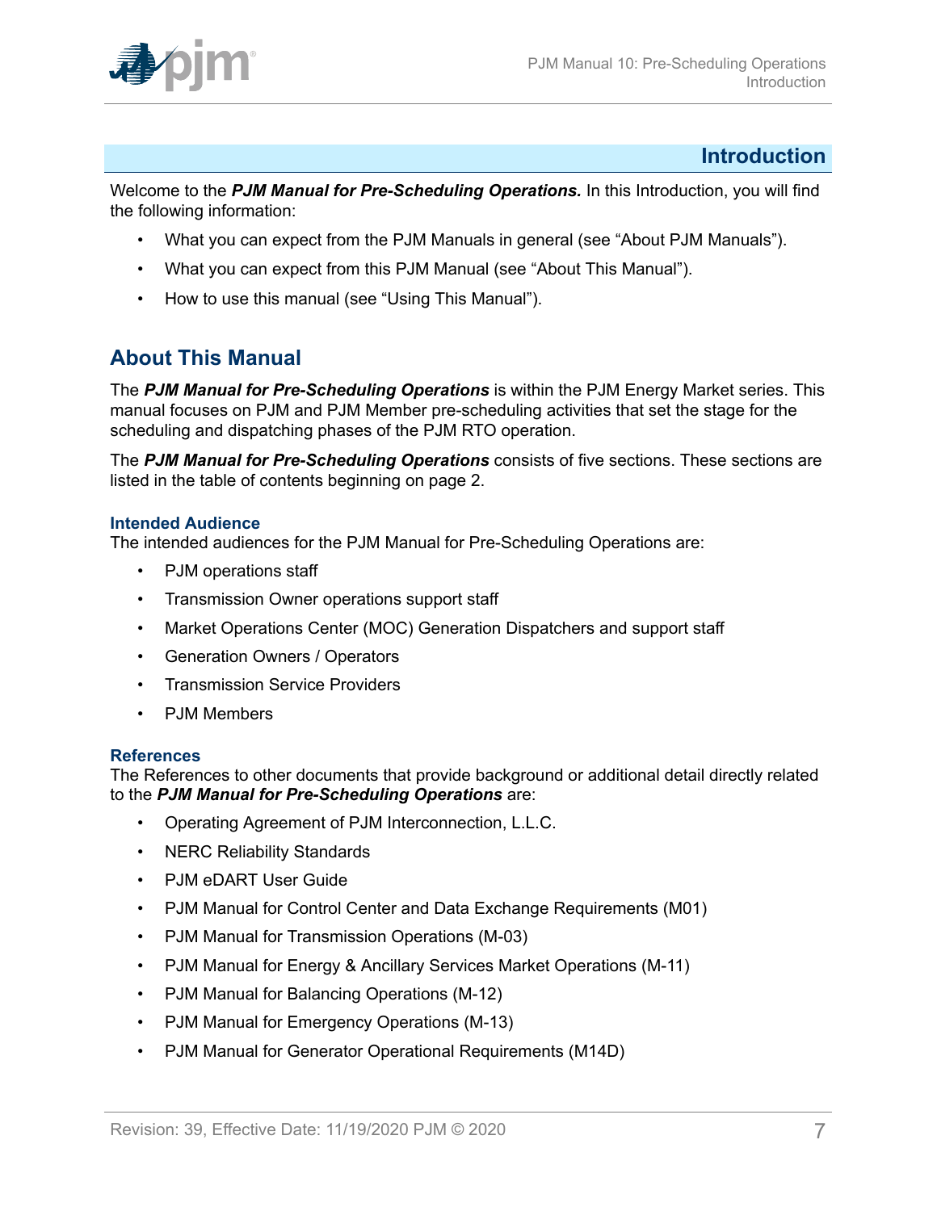# Introduction

Welcome to the ***PJM Manual for Pre-Scheduling Operations.*** In this Introduction, you will find the following information:

- What you can expect from the PJM Manuals in general (see "About PJM Manuals").
- What you can expect from this PJM Manual (see "About This Manual").
- How to use this manual (see "Using This Manual").

## About This Manual

The ***PJM Manual for Pre-Scheduling Operations*** is within the PJM Energy Market series. This manual focuses on PJM and PJM Member pre-scheduling activities that set the stage for the scheduling and dispatching phases of the PJM RTO operation.

The ***PJM Manual for Pre-Scheduling Operations*** consists of five sections. These sections are listed in the table of contents beginning on page 2.

### Intended Audience

The intended audiences for the PJM Manual for Pre-Scheduling Operations are:

- PJM operations staff
- Transmission Owner operations support staff
- Market Operations Center (MOC) Generation Dispatchers and support staff
- Generation Owners / Operators
- Transmission Service Providers
- PJM Members

### References

The References to other documents that provide background or additional detail directly related to the ***PJM Manual for Pre-Scheduling Operations*** are:

- Operating Agreement of PJM Interconnection, L.L.C.
- NERC Reliability Standards
- PJM eDART User Guide
- PJM Manual for Control Center and Data Exchange Requirements (M01)
- PJM Manual for Transmission Operations (M-03)
- PJM Manual for Energy & Ancillary Services Market Operations (M-11)
- PJM Manual for Balancing Operations (M-12)
- PJM Manual for Emergency Operations (M-13)
- PJM Manual for Generator Operational Requirements (M14D)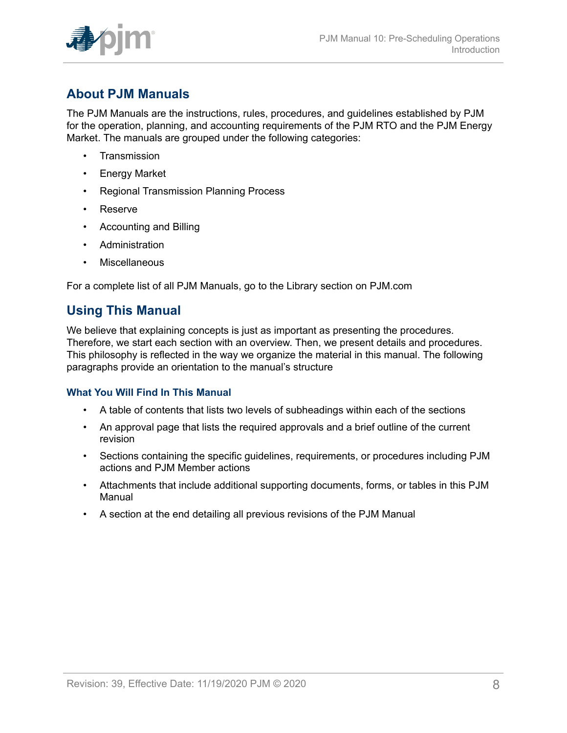## About PJM Manuals

The PJM Manuals are the instructions, rules, procedures, and guidelines established by PJM for the operation, planning, and accounting requirements of the PJM RTO and the PJM Energy Market. The manuals are grouped under the following categories:

- Transmission
- Energy Market
- Regional Transmission Planning Process
- Reserve
- Accounting and Billing
- Administration
- Miscellaneous

For a complete list of all PJM Manuals, go to the Library section on PJM.com

## Using This Manual

We believe that explaining concepts is just as important as presenting the procedures. Therefore, we start each section with an overview. Then, we present details and procedures. This philosophy is reflected in the way we organize the material in this manual. The following paragraphs provide an orientation to the manual's structure

### What You Will Find In This Manual

- A table of contents that lists two levels of subheadings within each of the sections
- An approval page that lists the required approvals and a brief outline of the current revision
- Sections containing the specific guidelines, requirements, or procedures including PJM actions and PJM Member actions
- Attachments that include additional supporting documents, forms, or tables in this PJM Manual
- A section at the end detailing all previous revisions of the PJM Manual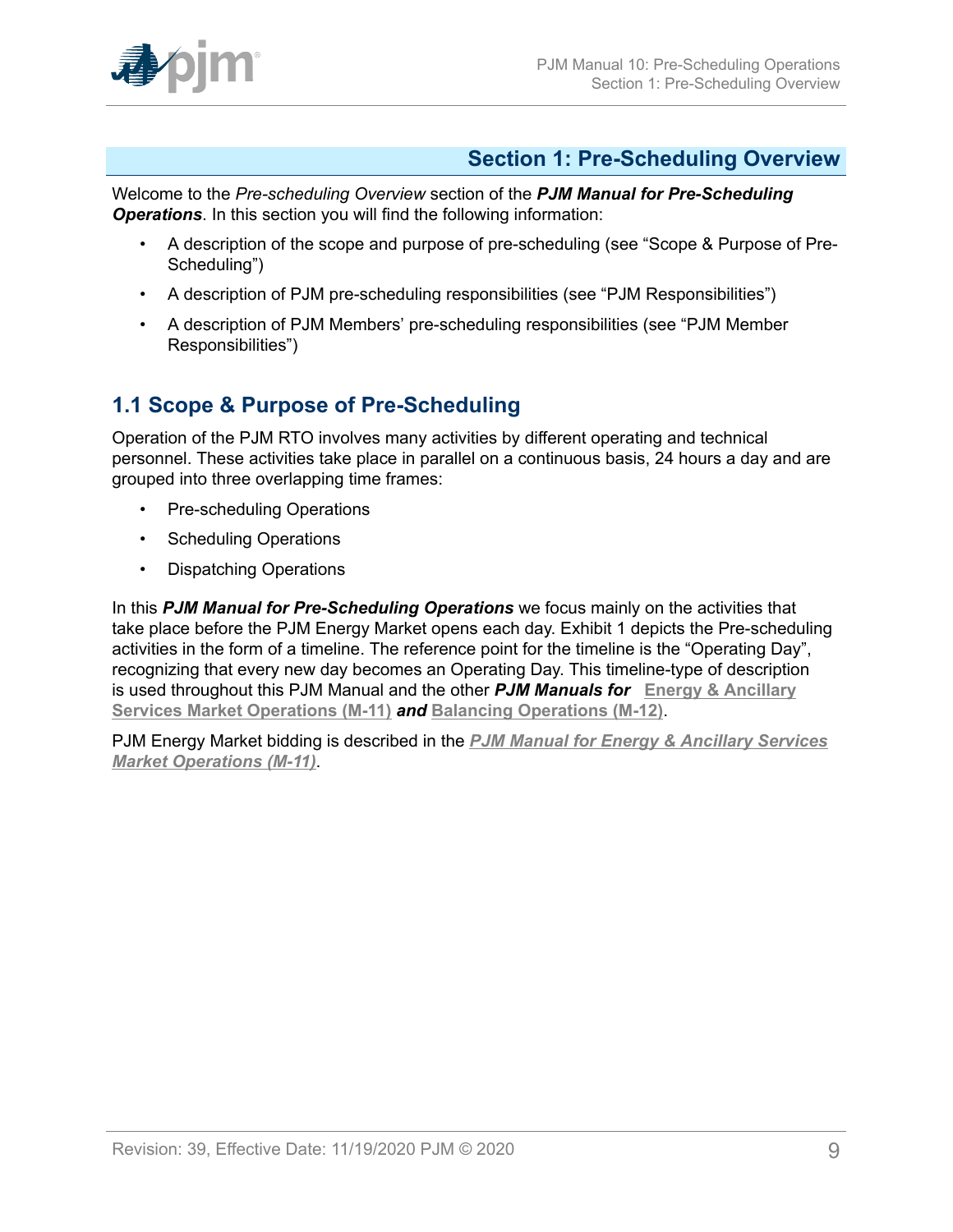# Section 1: Pre-Scheduling Overview

Welcome to the *Pre-scheduling Overview* section of the ***PJM Manual for Pre-Scheduling Operations***. In this section you will find the following information:

- A description of the scope and purpose of pre-scheduling (see "Scope & Purpose of Pre-Scheduling")
- A description of PJM pre-scheduling responsibilities (see "PJM Responsibilities")
- A description of PJM Members' pre-scheduling responsibilities (see "PJM Member Responsibilities")

## 1.1 Scope & Purpose of Pre-Scheduling

Operation of the PJM RTO involves many activities by different operating and technical personnel. These activities take place in parallel on a continuous basis, 24 hours a day and are grouped into three overlapping time frames:

- Pre-scheduling Operations
- Scheduling Operations
- Dispatching Operations

In this ***PJM Manual for Pre-Scheduling Operations*** we focus mainly on the activities that take place before the PJM Energy Market opens each day. Exhibit 1 depicts the Pre-scheduling activities in the form of a timeline. The reference point for the timeline is the "Operating Day", recognizing that every new day becomes an Operating Day. This timeline-type of description is used throughout this PJM Manual and the other ***PJM Manuals for*** **Energy & Ancillary Services Market Operations (M-11)** ***and*** **Balancing Operations (M-12)**.

PJM Energy Market bidding is described in the ***PJM Manual for Energy & Ancillary Services Market Operations (M-11)***.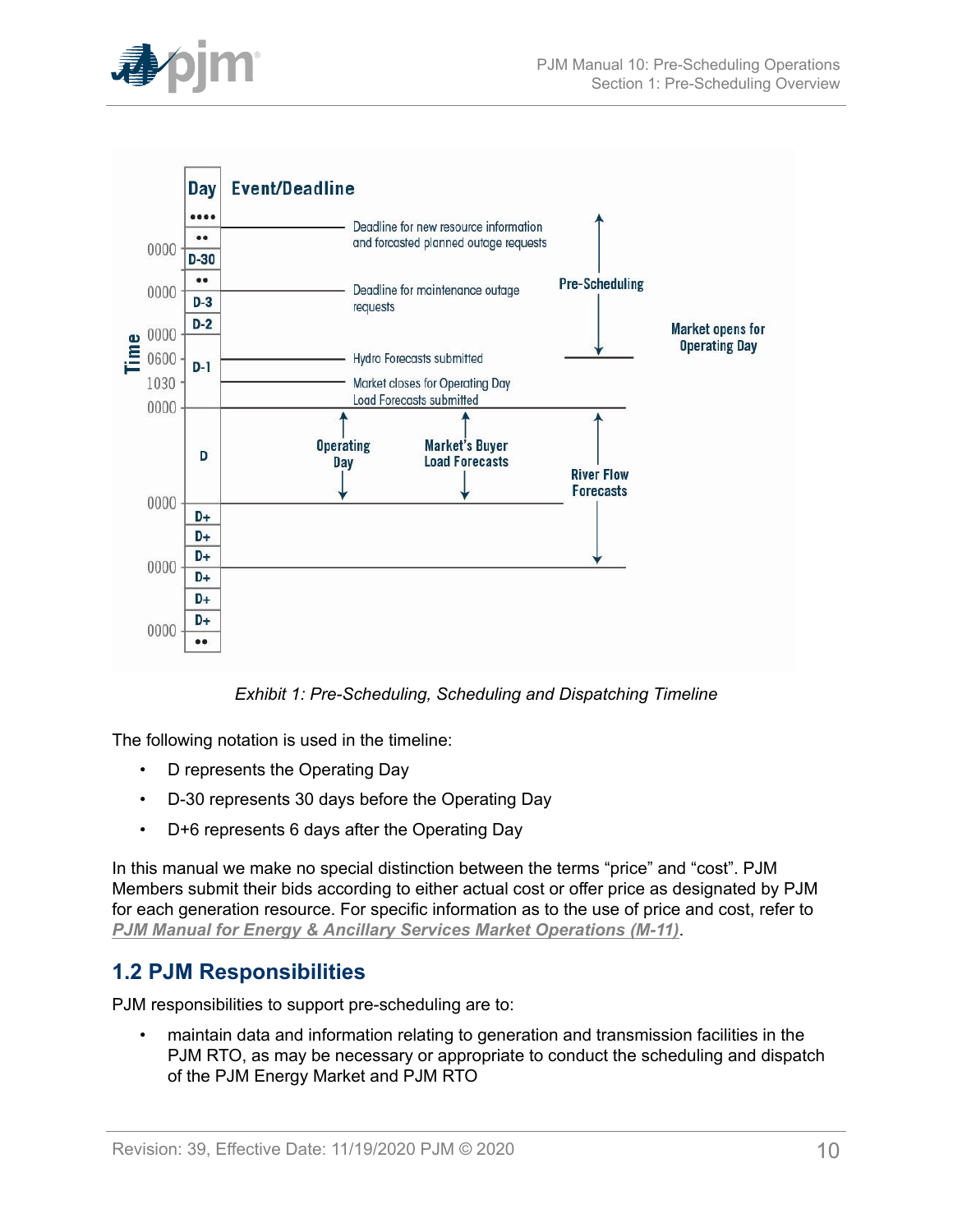Exhibit 1: Pre-Scheduling, Scheduling and Dispatching Timeline

The following notation is used in the timeline:

- D represents the Operating Day
- D-30 represents 30 days before the Operating Day
- D+6 represents 6 days after the Operating Day

In this manual we make no special distinction between the terms “price” and “cost”. PJM Members submit their bids according to either actual cost or offer price as designated by PJM for each generation resource. For specific information as to the use of price and cost, refer to ***PJM Manual for Energy & Ancillary Services Market Operations (M-11)***.

## 1.2 PJM Responsibilities

PJM responsibilities to support pre-scheduling are to:

- maintain data and information relating to generation and transmission facilities in the PJM RTO, as may be necessary or appropriate to conduct the scheduling and dispatch of the PJM Energy Market and PJM RTO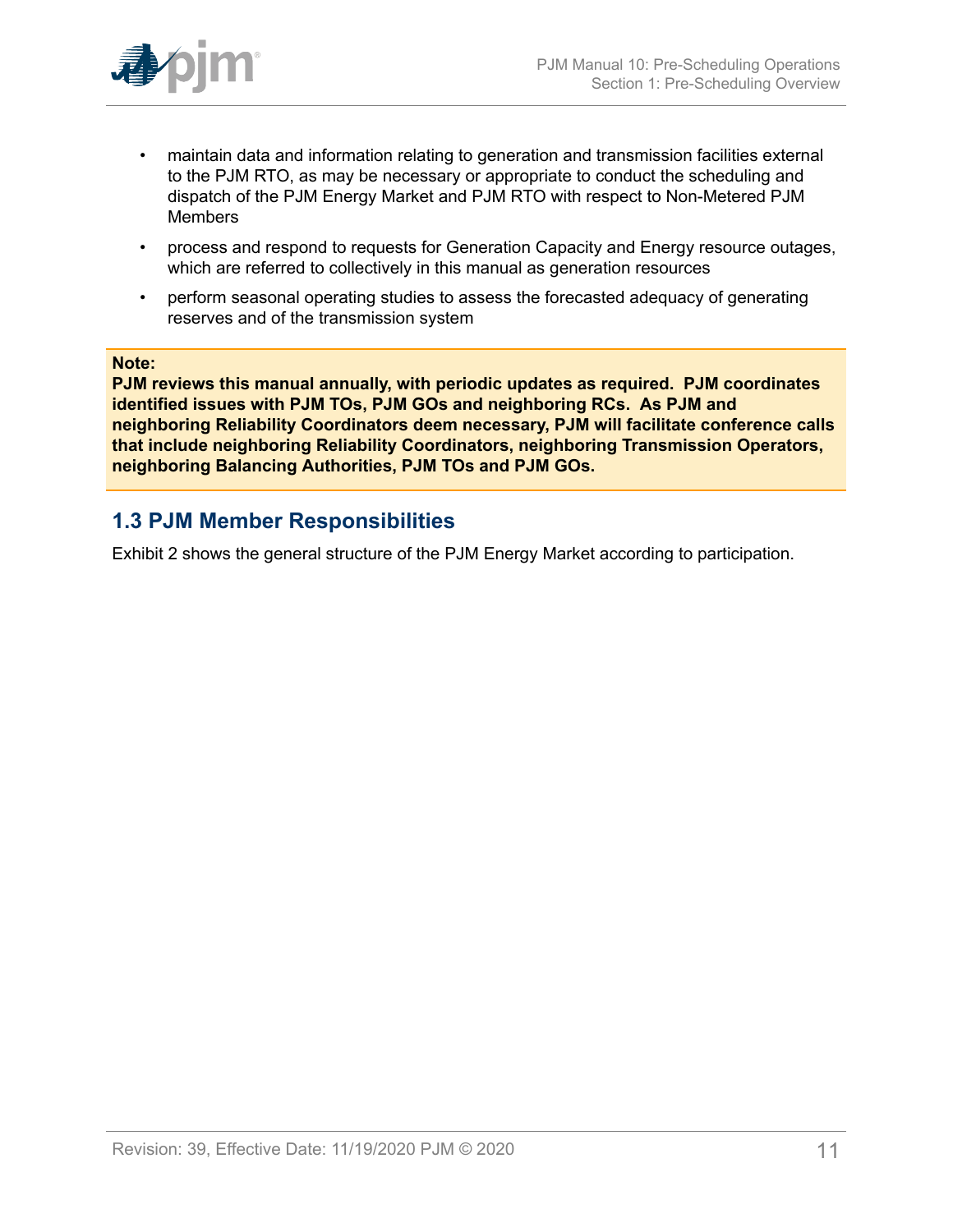- maintain data and information relating to generation and transmission facilities external to the PJM RTO, as may be necessary or appropriate to conduct the scheduling and dispatch of the PJM Energy Market and PJM RTO with respect to Non-Metered PJM Members
- process and respond to requests for Generation Capacity and Energy resource outages, which are referred to collectively in this manual as generation resources
- perform seasonal operating studies to assess the forecasted adequacy of generating reserves and of the transmission system

**Note:**
**PJM reviews this manual annually, with periodic updates as required. PJM coordinates identified issues with PJM TOs, PJM GOs and neighboring RCs. As PJM and neighboring Reliability Coordinators deem necessary, PJM will facilitate conference calls that include neighboring Reliability Coordinators, neighboring Transmission Operators, neighboring Balancing Authorities, PJM TOs and PJM GOs.**

## 1.3 PJM Member Responsibilities

Exhibit 2 shows the general structure of the PJM Energy Market according to participation.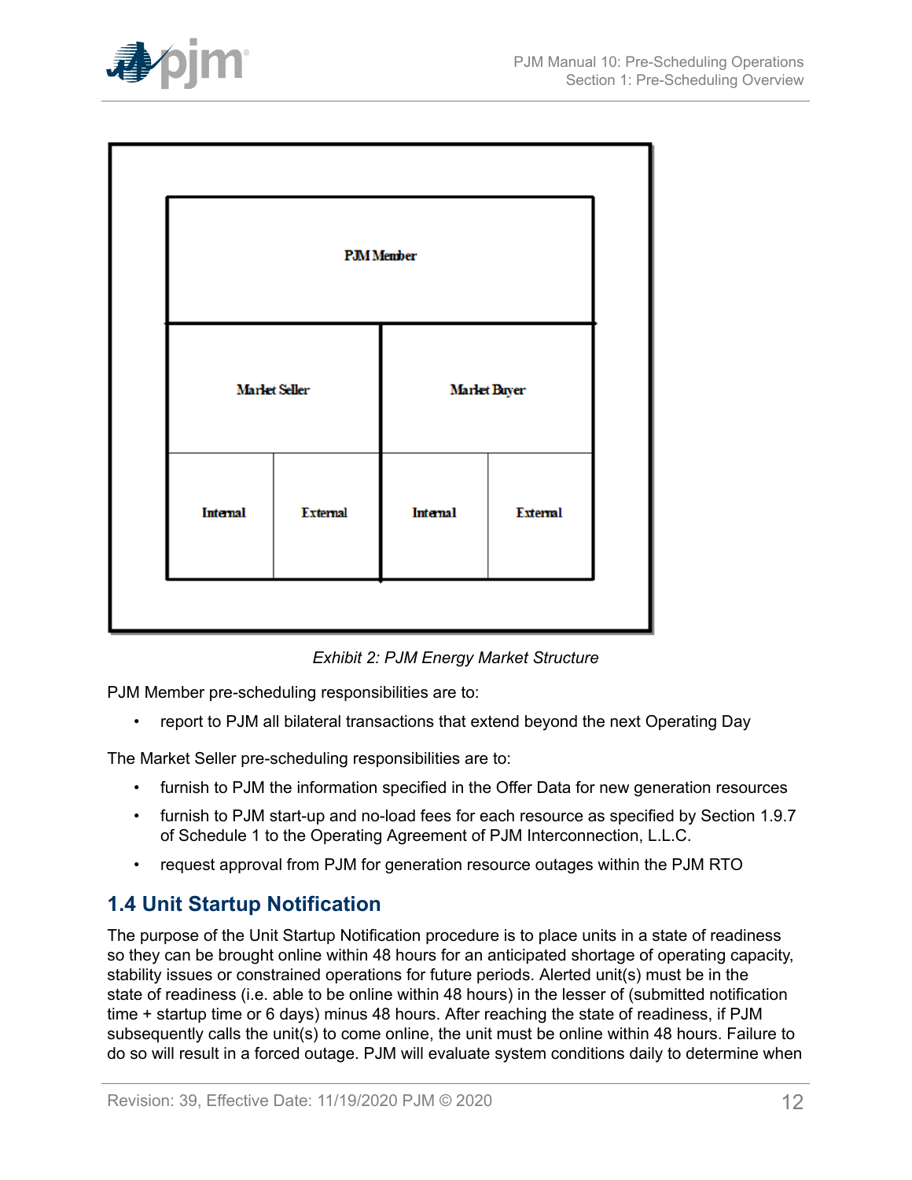| PJM Member | | | |
| --- | --- | --- | --- |
| Market Seller | | Market Buyer | |
| Internal | External | Internal | External |

*Exhibit 2: PJM Energy Market Structure*

PJM Member pre-scheduling responsibilities are to:

- report to PJM all bilateral transactions that extend beyond the next Operating Day

The Market Seller pre-scheduling responsibilities are to:

- furnish to PJM the information specified in the Offer Data for new generation resources
- furnish to PJM start-up and no-load fees for each resource as specified by Section 1.9.7 of Schedule 1 to the Operating Agreement of PJM Interconnection, L.L.C.
- request approval from PJM for generation resource outages within the PJM RTO

## 1.4 Unit Startup Notification

The purpose of the Unit Startup Notification procedure is to place units in a state of readiness so they can be brought online within 48 hours for an anticipated shortage of operating capacity, stability issues or constrained operations for future periods. Alerted unit(s) must be in the state of readiness (i.e. able to be online within 48 hours) in the lesser of (submitted notification time + startup time or 6 days) minus 48 hours. After reaching the state of readiness, if PJM subsequently calls the unit(s) to come online, the unit must be online within 48 hours. Failure to do so will result in a forced outage. PJM will evaluate system conditions daily to determine when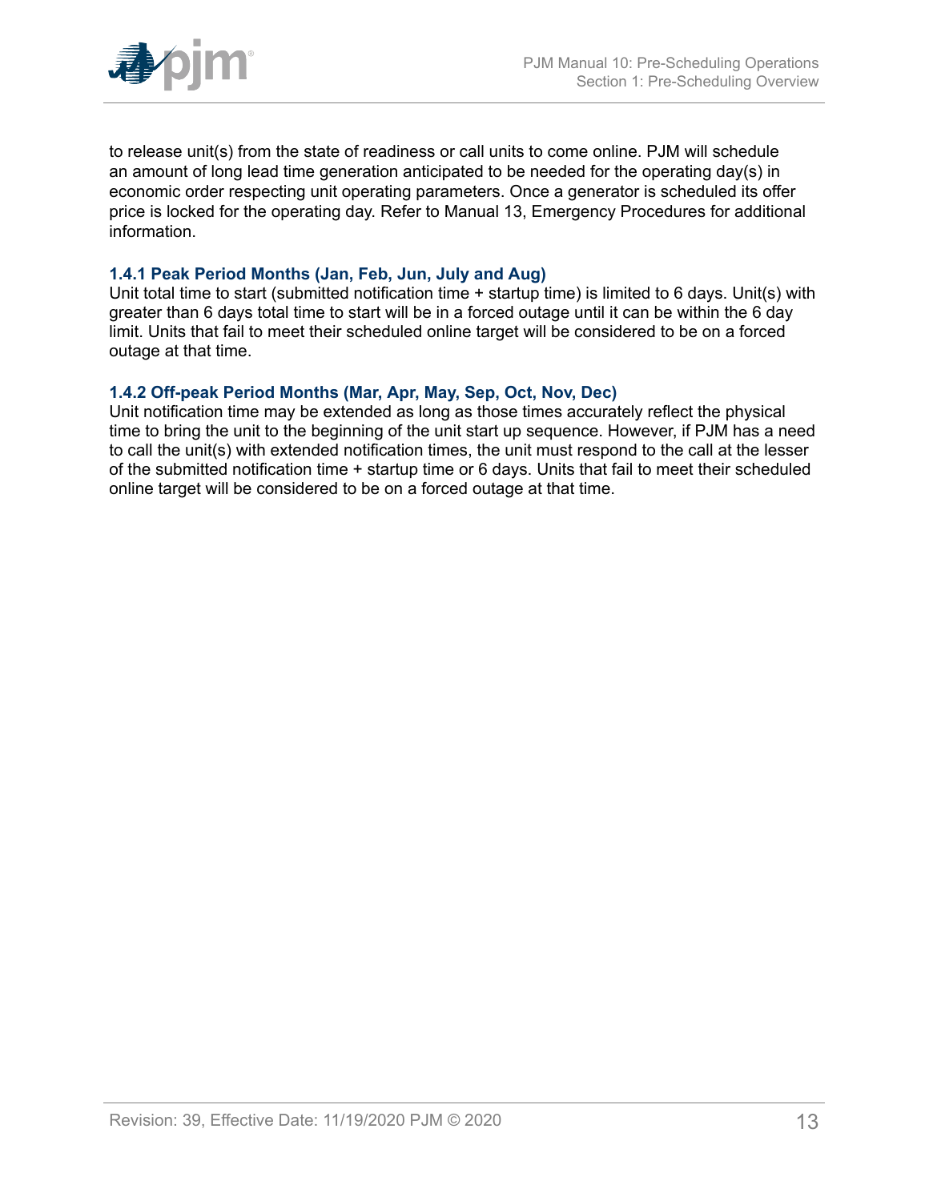to release unit(s) from the state of readiness or call units to come online. PJM will schedule an amount of long lead time generation anticipated to be needed for the operating day(s) in economic order respecting unit operating parameters. Once a generator is scheduled its offer price is locked for the operating day. Refer to Manual 13, Emergency Procedures for additional information.

### 1.4.1 Peak Period Months (Jan, Feb, Jun, July and Aug)

Unit total time to start (submitted notification time + startup time) is limited to 6 days. Unit(s) with greater than 6 days total time to start will be in a forced outage until it can be within the 6 day limit. Units that fail to meet their scheduled online target will be considered to be on a forced outage at that time.

### 1.4.2 Off-peak Period Months (Mar, Apr, May, Sep, Oct, Nov, Dec)

Unit notification time may be extended as long as those times accurately reflect the physical time to bring the unit to the beginning of the unit start up sequence. However, if PJM has a need to call the unit(s) with extended notification times, the unit must respond to the call at the lesser of the submitted notification time + startup time or 6 days. Units that fail to meet their scheduled online target will be considered to be on a forced outage at that time.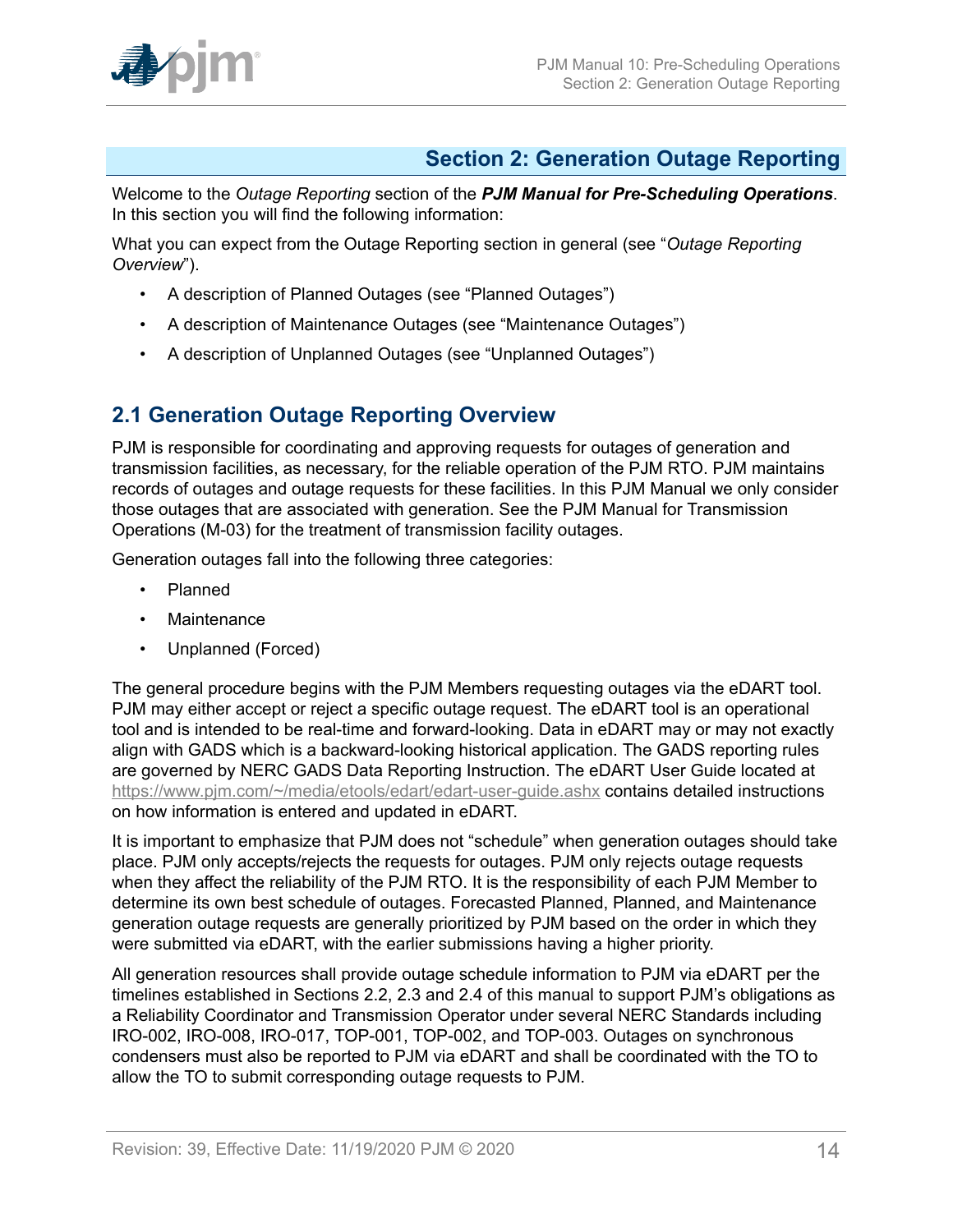# Section 2: Generation Outage Reporting

Welcome to the *Outage Reporting* section of the ***PJM Manual for Pre-Scheduling Operations***. In this section you will find the following information:

What you can expect from the Outage Reporting section in general (see "*Outage Reporting Overview*").

- A description of Planned Outages (see "Planned Outages")
- A description of Maintenance Outages (see "Maintenance Outages")
- A description of Unplanned Outages (see "Unplanned Outages")

## 2.1 Generation Outage Reporting Overview

PJM is responsible for coordinating and approving requests for outages of generation and transmission facilities, as necessary, for the reliable operation of the PJM RTO. PJM maintains records of outages and outage requests for these facilities. In this PJM Manual we only consider those outages that are associated with generation. See the PJM Manual for Transmission Operations (M-03) for the treatment of transmission facility outages.

Generation outages fall into the following three categories:

- Planned
- Maintenance
- Unplanned (Forced)

The general procedure begins with the PJM Members requesting outages via the eDART tool. PJM may either accept or reject a specific outage request. The eDART tool is an operational tool and is intended to be real-time and forward-looking. Data in eDART may or may not exactly align with GADS which is a backward-looking historical application. The GADS reporting rules are governed by NERC GADS Data Reporting Instruction. The eDART User Guide located at https://www.pjm.com/~/media/etools/edart/edart-user-guide.ashx contains detailed instructions on how information is entered and updated in eDART.

It is important to emphasize that PJM does not "schedule" when generation outages should take place. PJM only accepts/rejects the requests for outages. PJM only rejects outage requests when they affect the reliability of the PJM RTO. It is the responsibility of each PJM Member to determine its own best schedule of outages. Forecasted Planned, Planned, and Maintenance generation outage requests are generally prioritized by PJM based on the order in which they were submitted via eDART, with the earlier submissions having a higher priority.

All generation resources shall provide outage schedule information to PJM via eDART per the timelines established in Sections 2.2, 2.3 and 2.4 of this manual to support PJM's obligations as a Reliability Coordinator and Transmission Operator under several NERC Standards including IRO-002, IRO-008, IRO-017, TOP-001, TOP-002, and TOP-003. Outages on synchronous condensers must also be reported to PJM via eDART and shall be coordinated with the TO to allow the TO to submit corresponding outage requests to PJM.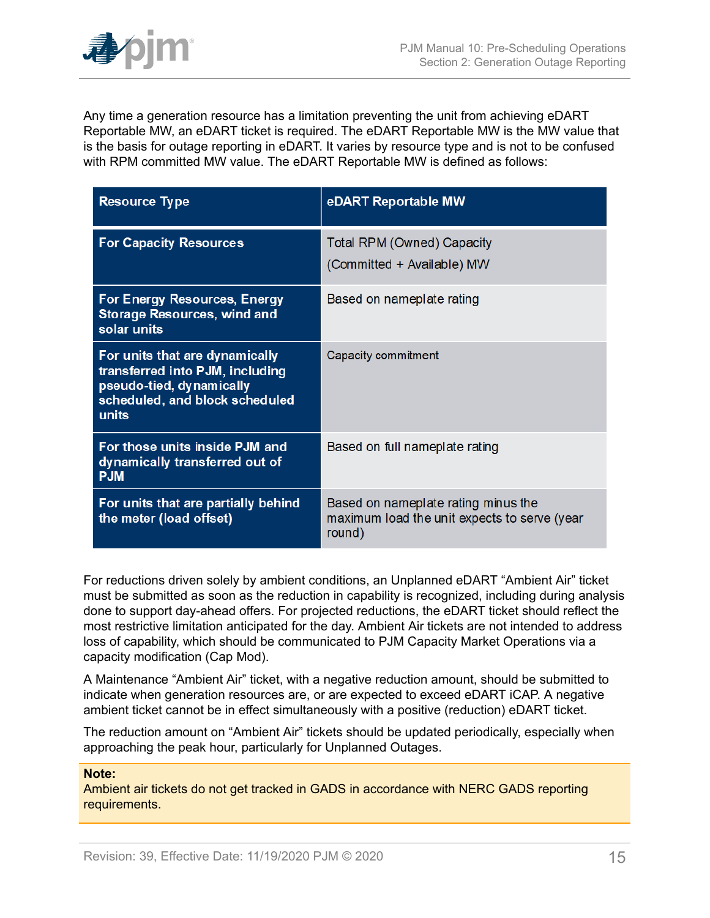Any time a generation resource has a limitation preventing the unit from achieving eDART Reportable MW, an eDART ticket is required. The eDART Reportable MW is the MW value that is the basis for outage reporting in eDART. It varies by resource type and is not to be confused with RPM committed MW value. The eDART Reportable MW is defined as follows:

| Resource Type | eDART Reportable MW |
| --- | --- |
| For Capacity Resources | Total RPM (Owned) Capacity (Committed + Available) MW |
| For Energy Resources, Energy Storage Resources, wind and solar units | Based on nameplate rating |
| For units that are dynamically transferred into PJM, including pseudo-tied, dynamically scheduled, and block scheduled units | Capacity commitment |
| For those units inside PJM and dynamically transferred out of PJM | Based on full nameplate rating |
| For units that are partially behind the meter (load offset) | Based on nameplate rating minus the maximum load the unit expects to serve (year round) |

For reductions driven solely by ambient conditions, an Unplanned eDART "Ambient Air" ticket must be submitted as soon as the reduction in capability is recognized, including during analysis done to support day-ahead offers. For projected reductions, the eDART ticket should reflect the most restrictive limitation anticipated for the day. Ambient Air tickets are not intended to address loss of capability, which should be communicated to PJM Capacity Market Operations via a capacity modification (Cap Mod).

A Maintenance "Ambient Air" ticket, with a negative reduction amount, should be submitted to indicate when generation resources are, or are expected to exceed eDART iCAP. A negative ambient ticket cannot be in effect simultaneously with a positive (reduction) eDART ticket.

The reduction amount on "Ambient Air" tickets should be updated periodically, especially when approaching the peak hour, particularly for Unplanned Outages.

**Note:**
Ambient air tickets do not get tracked in GADS in accordance with NERC GADS reporting requirements.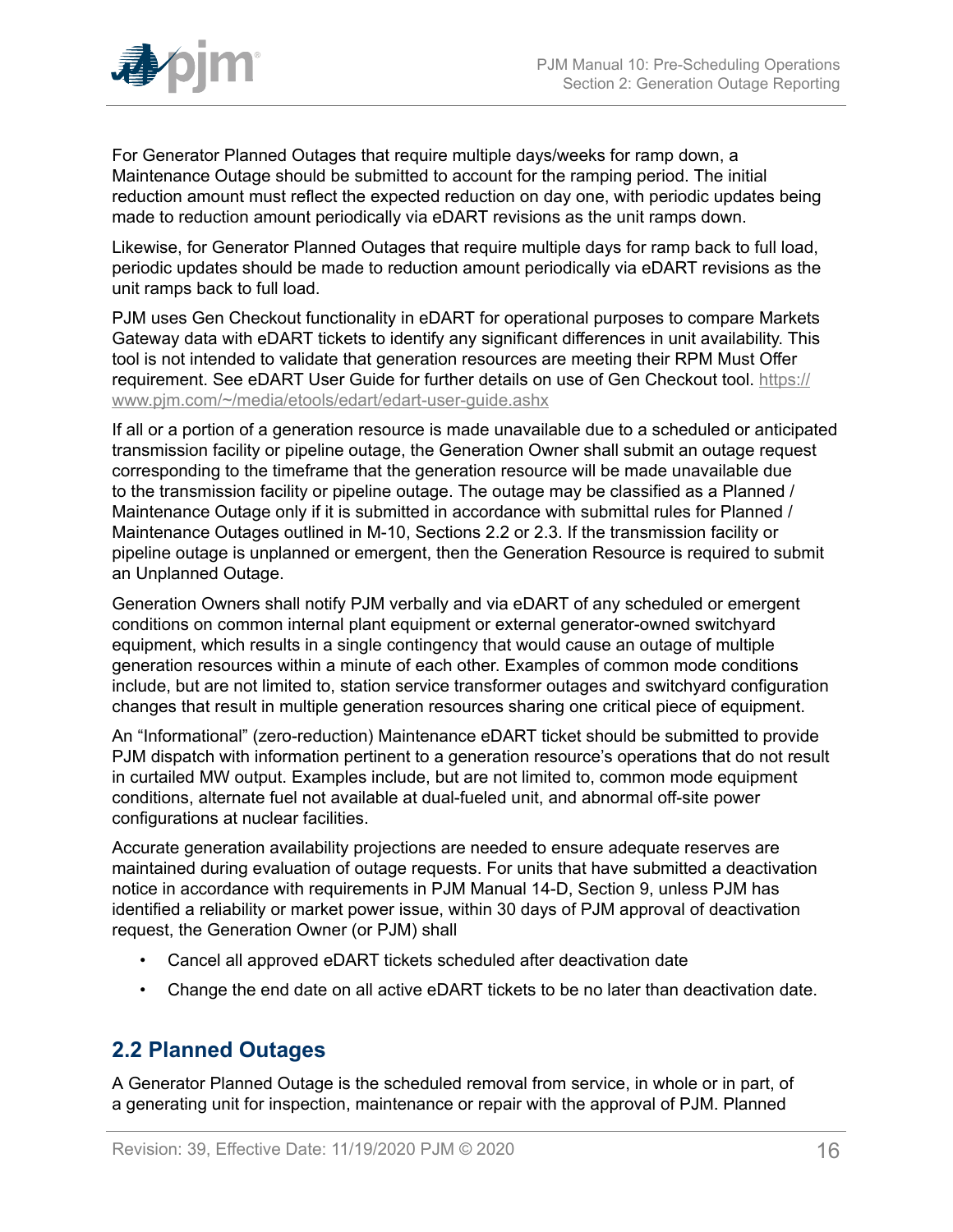For Generator Planned Outages that require multiple days/weeks for ramp down, a Maintenance Outage should be submitted to account for the ramping period. The initial reduction amount must reflect the expected reduction on day one, with periodic updates being made to reduction amount periodically via eDART revisions as the unit ramps down.

Likewise, for Generator Planned Outages that require multiple days for ramp back to full load, periodic updates should be made to reduction amount periodically via eDART revisions as the unit ramps back to full load.

PJM uses Gen Checkout functionality in eDART for operational purposes to compare Markets Gateway data with eDART tickets to identify any significant differences in unit availability. This tool is not intended to validate that generation resources are meeting their RPM Must Offer requirement. See eDART User Guide for further details on use of Gen Checkout tool. https://www.pjm.com/~/media/etools/edart/edart-user-guide.ashx

If all or a portion of a generation resource is made unavailable due to a scheduled or anticipated transmission facility or pipeline outage, the Generation Owner shall submit an outage request corresponding to the timeframe that the generation resource will be made unavailable due to the transmission facility or pipeline outage. The outage may be classified as a Planned / Maintenance Outage only if it is submitted in accordance with submittal rules for Planned / Maintenance Outages outlined in M-10, Sections 2.2 or 2.3. If the transmission facility or pipeline outage is unplanned or emergent, then the Generation Resource is required to submit an Unplanned Outage.

Generation Owners shall notify PJM verbally and via eDART of any scheduled or emergent conditions on common internal plant equipment or external generator-owned switchyard equipment, which results in a single contingency that would cause an outage of multiple generation resources within a minute of each other. Examples of common mode conditions include, but are not limited to, station service transformer outages and switchyard configuration changes that result in multiple generation resources sharing one critical piece of equipment.

An “Informational” (zero-reduction) Maintenance eDART ticket should be submitted to provide PJM dispatch with information pertinent to a generation resource’s operations that do not result in curtailed MW output. Examples include, but are not limited to, common mode equipment conditions, alternate fuel not available at dual-fueled unit, and abnormal off-site power configurations at nuclear facilities.

Accurate generation availability projections are needed to ensure adequate reserves are maintained during evaluation of outage requests. For units that have submitted a deactivation notice in accordance with requirements in PJM Manual 14-D, Section 9, unless PJM has identified a reliability or market power issue, within 30 days of PJM approval of deactivation request, the Generation Owner (or PJM) shall

- Cancel all approved eDART tickets scheduled after deactivation date
- Change the end date on all active eDART tickets to be no later than deactivation date.

## 2.2 Planned Outages

A Generator Planned Outage is the scheduled removal from service, in whole or in part, of a generating unit for inspection, maintenance or repair with the approval of PJM. Planned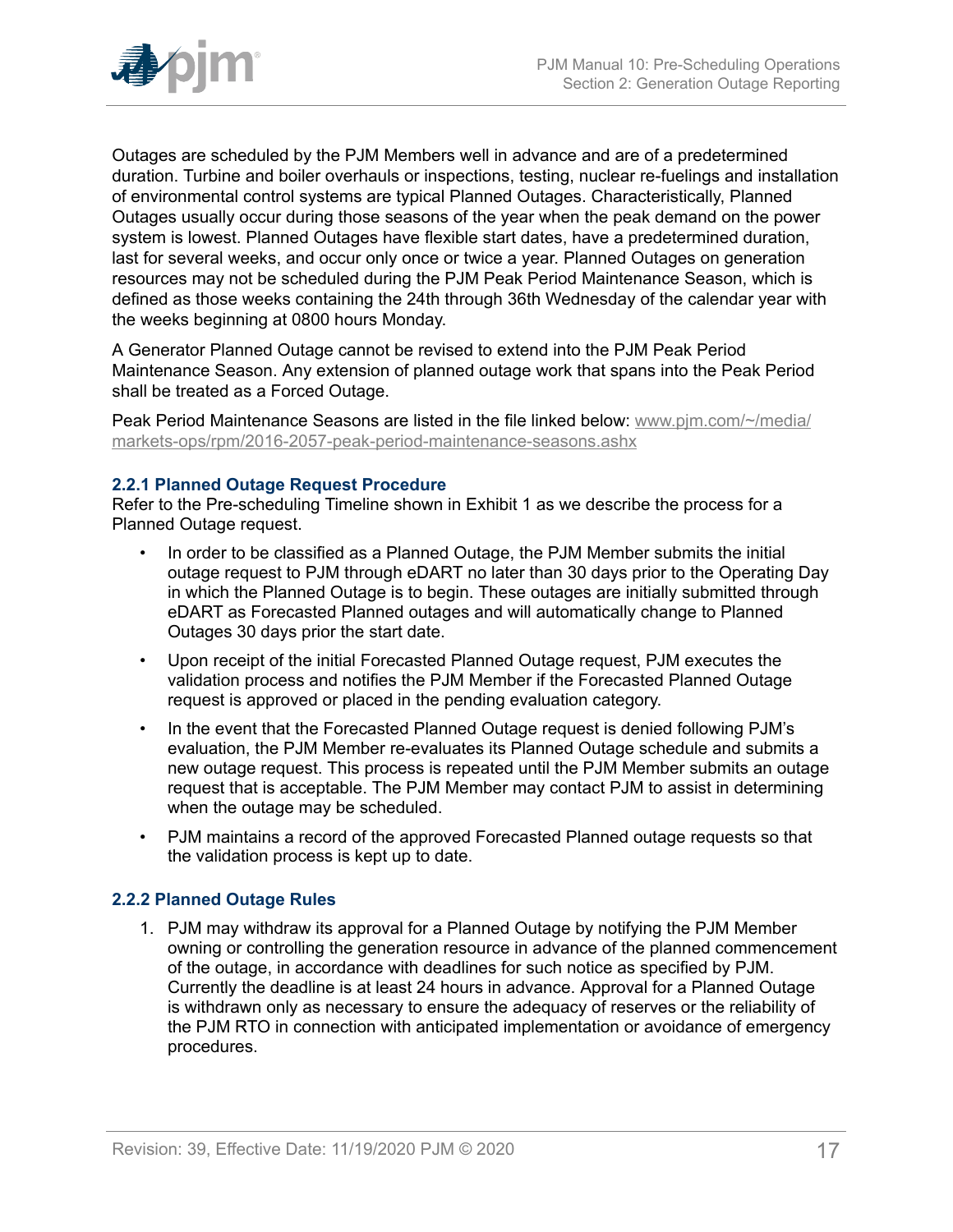Outages are scheduled by the PJM Members well in advance and are of a predetermined duration. Turbine and boiler overhauls or inspections, testing, nuclear re-fuelings and installation of environmental control systems are typical Planned Outages. Characteristically, Planned Outages usually occur during those seasons of the year when the peak demand on the power system is lowest. Planned Outages have flexible start dates, have a predetermined duration, last for several weeks, and occur only once or twice a year. Planned Outages on generation resources may not be scheduled during the PJM Peak Period Maintenance Season, which is defined as those weeks containing the 24th through 36th Wednesday of the calendar year with the weeks beginning at 0800 hours Monday.

A Generator Planned Outage cannot be revised to extend into the PJM Peak Period Maintenance Season. Any extension of planned outage work that spans into the Peak Period shall be treated as a Forced Outage.

Peak Period Maintenance Seasons are listed in the file linked below: www.pjm.com/~/media/markets-ops/rpm/2016-2057-peak-period-maintenance-seasons.ashx

### 2.2.1 Planned Outage Request Procedure

Refer to the Pre-scheduling Timeline shown in Exhibit 1 as we describe the process for a Planned Outage request.

- In order to be classified as a Planned Outage, the PJM Member submits the initial outage request to PJM through eDART no later than 30 days prior to the Operating Day in which the Planned Outage is to begin. These outages are initially submitted through eDART as Forecasted Planned outages and will automatically change to Planned Outages 30 days prior the start date.
- Upon receipt of the initial Forecasted Planned Outage request, PJM executes the validation process and notifies the PJM Member if the Forecasted Planned Outage request is approved or placed in the pending evaluation category.
- In the event that the Forecasted Planned Outage request is denied following PJM's evaluation, the PJM Member re-evaluates its Planned Outage schedule and submits a new outage request. This process is repeated until the PJM Member submits an outage request that is acceptable. The PJM Member may contact PJM to assist in determining when the outage may be scheduled.
- PJM maintains a record of the approved Forecasted Planned outage requests so that the validation process is kept up to date.

### 2.2.2 Planned Outage Rules

1. PJM may withdraw its approval for a Planned Outage by notifying the PJM Member owning or controlling the generation resource in advance of the planned commencement of the outage, in accordance with deadlines for such notice as specified by PJM. Currently the deadline is at least 24 hours in advance. Approval for a Planned Outage is withdrawn only as necessary to ensure the adequacy of reserves or the reliability of the PJM RTO in connection with anticipated implementation or avoidance of emergency procedures.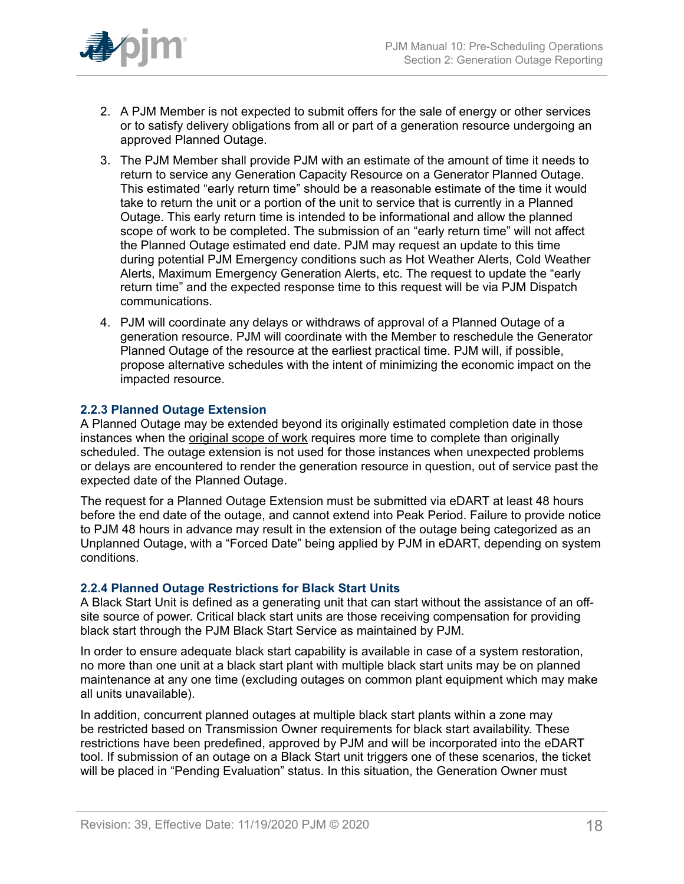2. A PJM Member is not expected to submit offers for the sale of energy or other services or to satisfy delivery obligations from all or part of a generation resource undergoing an approved Planned Outage.
3. The PJM Member shall provide PJM with an estimate of the amount of time it needs to return to service any Generation Capacity Resource on a Generator Planned Outage. This estimated "early return time" should be a reasonable estimate of the time it would take to return the unit or a portion of the unit to service that is currently in a Planned Outage. This early return time is intended to be informational and allow the planned scope of work to be completed. The submission of an "early return time" will not affect the Planned Outage estimated end date. PJM may request an update to this time during potential PJM Emergency conditions such as Hot Weather Alerts, Cold Weather Alerts, Maximum Emergency Generation Alerts, etc. The request to update the "early return time" and the expected response time to this request will be via PJM Dispatch communications.
4. PJM will coordinate any delays or withdraws of approval of a Planned Outage of a generation resource. PJM will coordinate with the Member to reschedule the Generator Planned Outage of the resource at the earliest practical time. PJM will, if possible, propose alternative schedules with the intent of minimizing the economic impact on the impacted resource.

### 2.2.3 Planned Outage Extension

A Planned Outage may be extended beyond its originally estimated completion date in those instances when the original scope of work requires more time to complete than originally scheduled. The outage extension is not used for those instances when unexpected problems or delays are encountered to render the generation resource in question, out of service past the expected date of the Planned Outage.

The request for a Planned Outage Extension must be submitted via eDART at least 48 hours before the end date of the outage, and cannot extend into Peak Period. Failure to provide notice to PJM 48 hours in advance may result in the extension of the outage being categorized as an Unplanned Outage, with a "Forced Date" being applied by PJM in eDART, depending on system conditions.

### 2.2.4 Planned Outage Restrictions for Black Start Units

A Black Start Unit is defined as a generating unit that can start without the assistance of an off-site source of power. Critical black start units are those receiving compensation for providing black start through the PJM Black Start Service as maintained by PJM.

In order to ensure adequate black start capability is available in case of a system restoration, no more than one unit at a black start plant with multiple black start units may be on planned maintenance at any one time (excluding outages on common plant equipment which may make all units unavailable).

In addition, concurrent planned outages at multiple black start plants within a zone may be restricted based on Transmission Owner requirements for black start availability. These restrictions have been predefined, approved by PJM and will be incorporated into the eDART tool. If submission of an outage on a Black Start unit triggers one of these scenarios, the ticket will be placed in "Pending Evaluation" status. In this situation, the Generation Owner must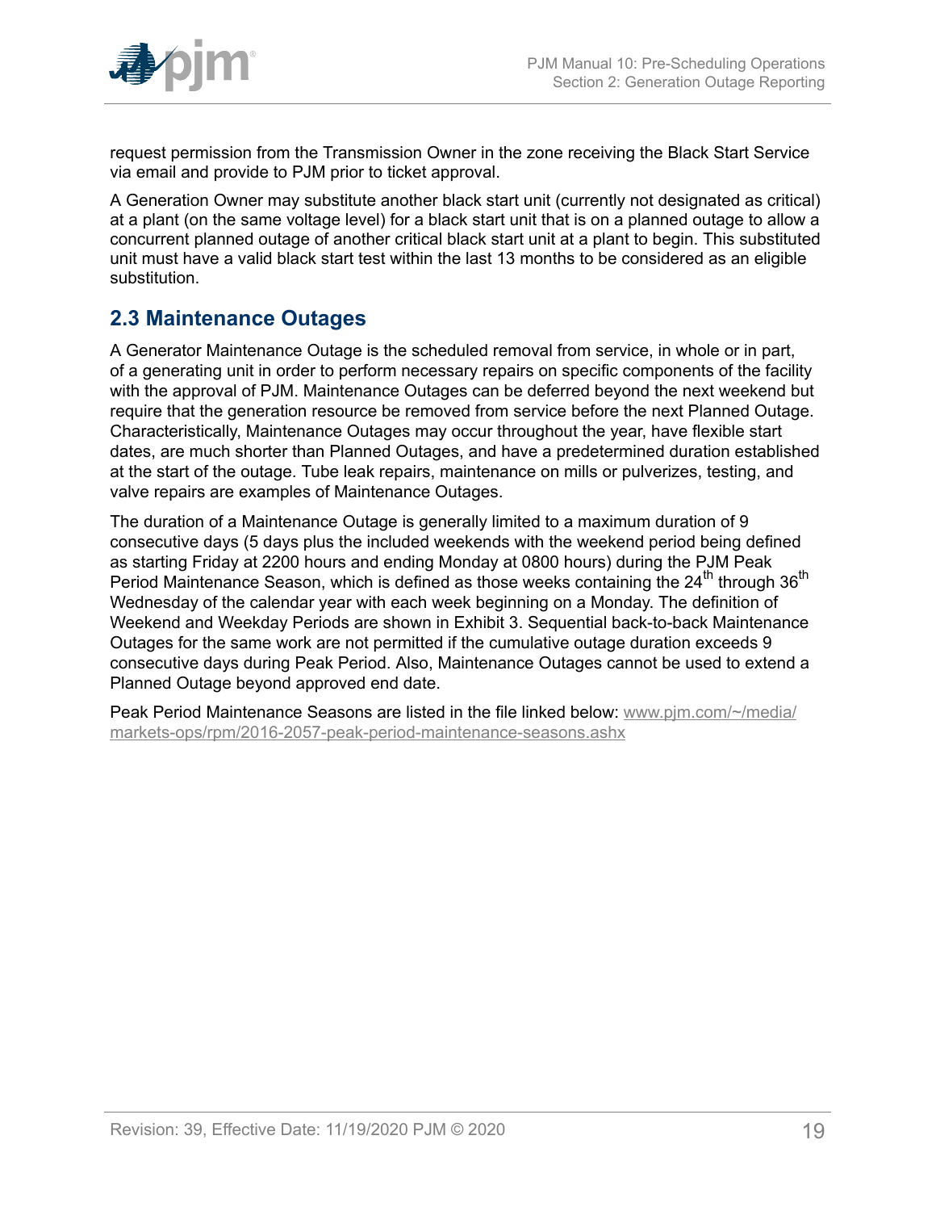request permission from the Transmission Owner in the zone receiving the Black Start Service via email and provide to PJM prior to ticket approval.

A Generation Owner may substitute another black start unit (currently not designated as critical) at a plant (on the same voltage level) for a black start unit that is on a planned outage to allow a concurrent planned outage of another critical black start unit at a plant to begin. This substituted unit must have a valid black start test within the last 13 months to be considered as an eligible substitution.

## 2.3 Maintenance Outages

A Generator Maintenance Outage is the scheduled removal from service, in whole or in part, of a generating unit in order to perform necessary repairs on specific components of the facility with the approval of PJM. Maintenance Outages can be deferred beyond the next weekend but require that the generation resource be removed from service before the next Planned Outage. Characteristically, Maintenance Outages may occur throughout the year, have flexible start dates, are much shorter than Planned Outages, and have a predetermined duration established at the start of the outage. Tube leak repairs, maintenance on mills or pulverizes, testing, and valve repairs are examples of Maintenance Outages.

The duration of a Maintenance Outage is generally limited to a maximum duration of 9 consecutive days (5 days plus the included weekends with the weekend period being defined as starting Friday at 2200 hours and ending Monday at 0800 hours) during the PJM Peak Period Maintenance Season, which is defined as those weeks containing the 24th through 36th Wednesday of the calendar year with each week beginning on a Monday. The definition of Weekend and Weekday Periods are shown in Exhibit 3. Sequential back-to-back Maintenance Outages for the same work are not permitted if the cumulative outage duration exceeds 9 consecutive days during Peak Period. Also, Maintenance Outages cannot be used to extend a Planned Outage beyond approved end date.

Peak Period Maintenance Seasons are listed in the file linked below: [www.pjm.com/~/media/markets-ops/rpm/2016-2057-peak-period-maintenance-seasons.ashx](www.pjm.com/~/media/markets-ops/rpm/2016-2057-peak-period-maintenance-seasons.ashx)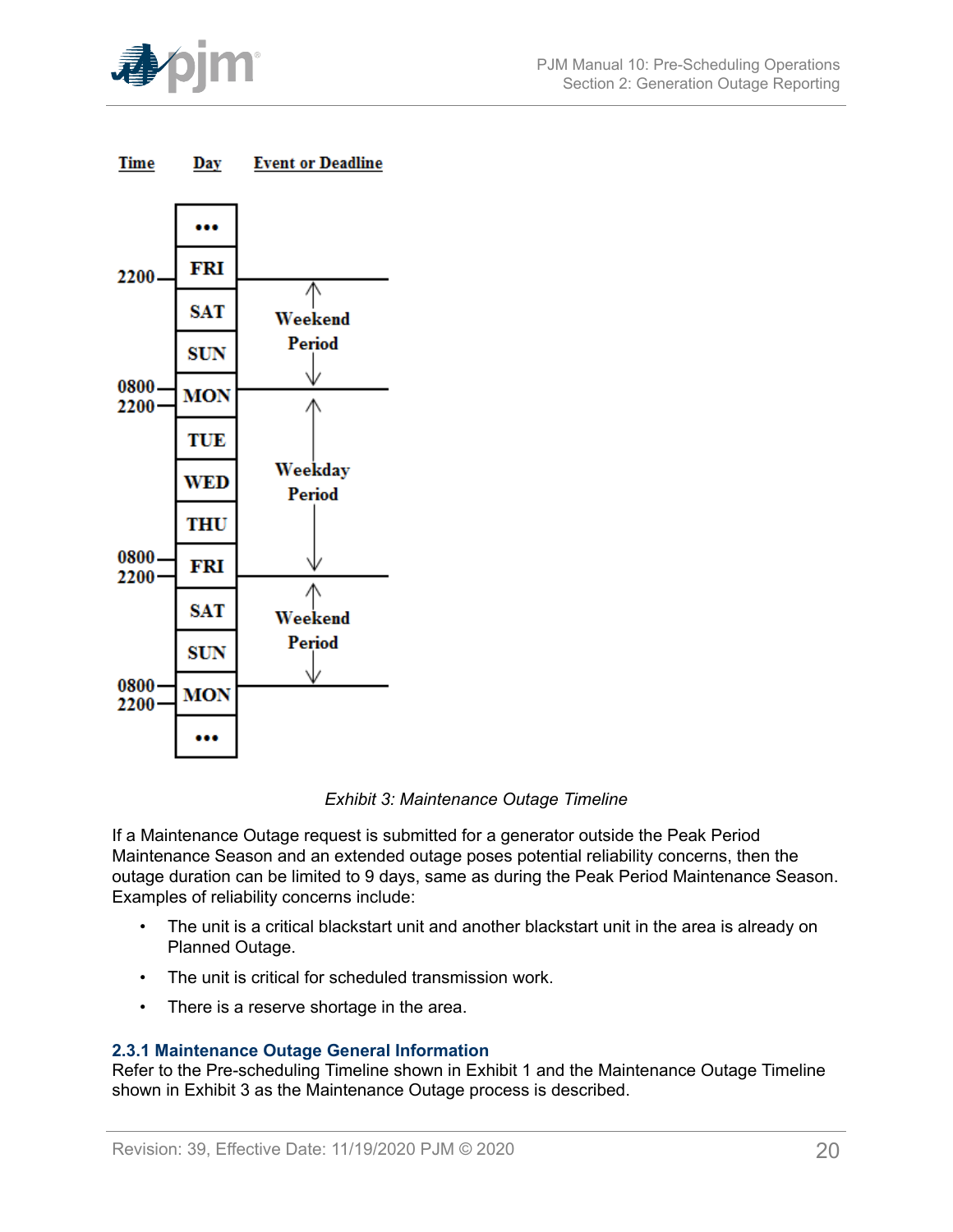| Time | Day | Event or Deadline |
|---|---|---|
| | ••• | |
| 2200 | FRI | |
| | SAT | Weekend Period |
| | SUN | |
| 0800 / 2200 | MON | |
| | TUE | |
| | WED | Weekday Period |
| | THU | |
| 0800 / 2200 | FRI | |
| | SAT | Weekend Period |
| | SUN | |
| 0800 / 2200 | MON | |
| | ••• | |

*Exhibit 3: Maintenance Outage Timeline*

If a Maintenance Outage request is submitted for a generator outside the Peak Period Maintenance Season and an extended outage poses potential reliability concerns, then the outage duration can be limited to 9 days, same as during the Peak Period Maintenance Season. Examples of reliability concerns include:

- The unit is a critical blackstart unit and another blackstart unit in the area is already on Planned Outage.
- The unit is critical for scheduled transmission work.
- There is a reserve shortage in the area.

### 2.3.1 Maintenance Outage General Information

Refer to the Pre-scheduling Timeline shown in Exhibit 1 and the Maintenance Outage Timeline shown in Exhibit 3 as the Maintenance Outage process is described.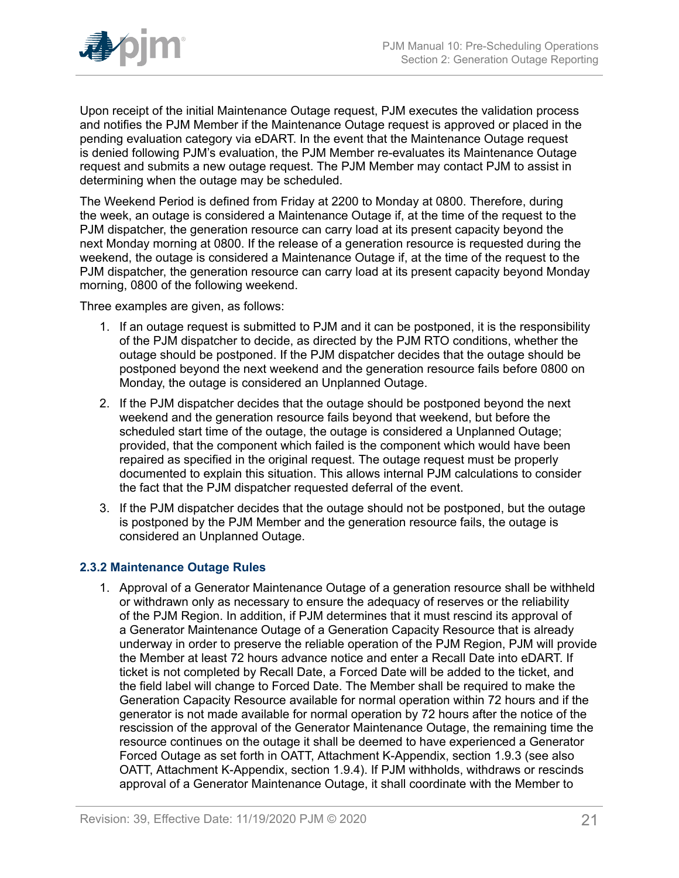Upon receipt of the initial Maintenance Outage request, PJM executes the validation process and notifies the PJM Member if the Maintenance Outage request is approved or placed in the pending evaluation category via eDART. In the event that the Maintenance Outage request is denied following PJM's evaluation, the PJM Member re-evaluates its Maintenance Outage request and submits a new outage request. The PJM Member may contact PJM to assist in determining when the outage may be scheduled.

The Weekend Period is defined from Friday at 2200 to Monday at 0800. Therefore, during the week, an outage is considered a Maintenance Outage if, at the time of the request to the PJM dispatcher, the generation resource can carry load at its present capacity beyond the next Monday morning at 0800. If the release of a generation resource is requested during the weekend, the outage is considered a Maintenance Outage if, at the time of the request to the PJM dispatcher, the generation resource can carry load at its present capacity beyond Monday morning, 0800 of the following weekend.

Three examples are given, as follows:

1. If an outage request is submitted to PJM and it can be postponed, it is the responsibility of the PJM dispatcher to decide, as directed by the PJM RTO conditions, whether the outage should be postponed. If the PJM dispatcher decides that the outage should be postponed beyond the next weekend and the generation resource fails before 0800 on Monday, the outage is considered an Unplanned Outage.
2. If the PJM dispatcher decides that the outage should be postponed beyond the next weekend and the generation resource fails beyond that weekend, but before the scheduled start time of the outage, the outage is considered a Unplanned Outage; provided, that the component which failed is the component which would have been repaired as specified in the original request. The outage request must be properly documented to explain this situation. This allows internal PJM calculations to consider the fact that the PJM dispatcher requested deferral of the event.
3. If the PJM dispatcher decides that the outage should not be postponed, but the outage is postponed by the PJM Member and the generation resource fails, the outage is considered an Unplanned Outage.

### 2.3.2 Maintenance Outage Rules

1. Approval of a Generator Maintenance Outage of a generation resource shall be withheld or withdrawn only as necessary to ensure the adequacy of reserves or the reliability of the PJM Region. In addition, if PJM determines that it must rescind its approval of a Generator Maintenance Outage of a Generation Capacity Resource that is already underway in order to preserve the reliable operation of the PJM Region, PJM will provide the Member at least 72 hours advance notice and enter a Recall Date into eDART. If ticket is not completed by Recall Date, a Forced Date will be added to the ticket, and the field label will change to Forced Date. The Member shall be required to make the Generation Capacity Resource available for normal operation within 72 hours and if the generator is not made available for normal operation by 72 hours after the notice of the rescission of the approval of the Generator Maintenance Outage, the remaining time the resource continues on the outage it shall be deemed to have experienced a Generator Forced Outage as set forth in OATT, Attachment K-Appendix, section 1.9.3 (see also OATT, Attachment K-Appendix, section 1.9.4). If PJM withholds, withdraws or rescinds approval of a Generator Maintenance Outage, it shall coordinate with the Member to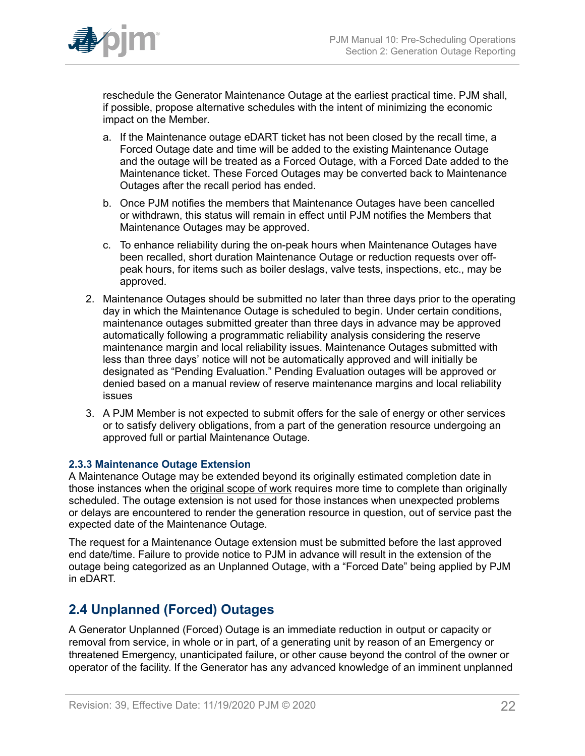reschedule the Generator Maintenance Outage at the earliest practical time. PJM shall, if possible, propose alternative schedules with the intent of minimizing the economic impact on the Member.

   a. If the Maintenance outage eDART ticket has not been closed by the recall time, a Forced Outage date and time will be added to the existing Maintenance Outage and the outage will be treated as a Forced Outage, with a Forced Date added to the Maintenance ticket. These Forced Outages may be converted back to Maintenance Outages after the recall period has ended.

   b. Once PJM notifies the members that Maintenance Outages have been cancelled or withdrawn, this status will remain in effect until PJM notifies the Members that Maintenance Outages may be approved.

   c. To enhance reliability during the on-peak hours when Maintenance Outages have been recalled, short duration Maintenance Outage or reduction requests over off-peak hours, for items such as boiler deslags, valve tests, inspections, etc., may be approved.

2. Maintenance Outages should be submitted no later than three days prior to the operating day in which the Maintenance Outage is scheduled to begin. Under certain conditions, maintenance outages submitted greater than three days in advance may be approved automatically following a programmatic reliability analysis considering the reserve maintenance margin and local reliability issues. Maintenance Outages submitted with less than three days' notice will not be automatically approved and will initially be designated as "Pending Evaluation." Pending Evaluation outages will be approved or denied based on a manual review of reserve maintenance margins and local reliability issues

3. A PJM Member is not expected to submit offers for the sale of energy or other services or to satisfy delivery obligations, from a part of the generation resource undergoing an approved full or partial Maintenance Outage.

### 2.3.3 Maintenance Outage Extension

A Maintenance Outage may be extended beyond its originally estimated completion date in those instances when the original scope of work requires more time to complete than originally scheduled. The outage extension is not used for those instances when unexpected problems or delays are encountered to render the generation resource in question, out of service past the expected date of the Maintenance Outage.

The request for a Maintenance Outage extension must be submitted before the last approved end date/time. Failure to provide notice to PJM in advance will result in the extension of the outage being categorized as an Unplanned Outage, with a "Forced Date" being applied by PJM in eDART.

## 2.4 Unplanned (Forced) Outages

A Generator Unplanned (Forced) Outage is an immediate reduction in output or capacity or removal from service, in whole or in part, of a generating unit by reason of an Emergency or threatened Emergency, unanticipated failure, or other cause beyond the control of the owner or operator of the facility. If the Generator has any advanced knowledge of an imminent unplanned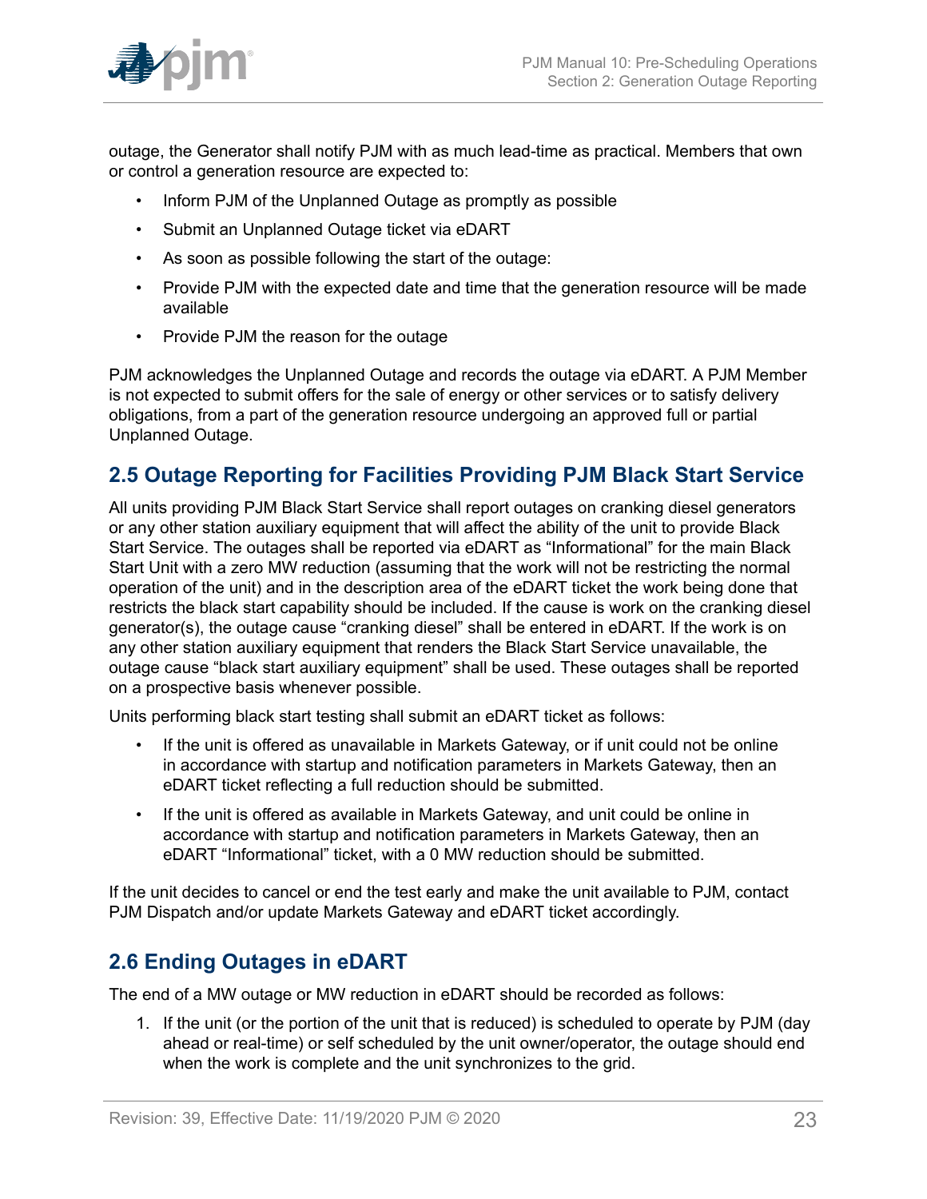outage, the Generator shall notify PJM with as much lead-time as practical. Members that own or control a generation resource are expected to:

- Inform PJM of the Unplanned Outage as promptly as possible
- Submit an Unplanned Outage ticket via eDART
- As soon as possible following the start of the outage:
- Provide PJM with the expected date and time that the generation resource will be made available
- Provide PJM the reason for the outage

PJM acknowledges the Unplanned Outage and records the outage via eDART. A PJM Member is not expected to submit offers for the sale of energy or other services or to satisfy delivery obligations, from a part of the generation resource undergoing an approved full or partial Unplanned Outage.

## 2.5 Outage Reporting for Facilities Providing PJM Black Start Service

All units providing PJM Black Start Service shall report outages on cranking diesel generators or any other station auxiliary equipment that will affect the ability of the unit to provide Black Start Service. The outages shall be reported via eDART as "Informational" for the main Black Start Unit with a zero MW reduction (assuming that the work will not be restricting the normal operation of the unit) and in the description area of the eDART ticket the work being done that restricts the black start capability should be included. If the cause is work on the cranking diesel generator(s), the outage cause "cranking diesel" shall be entered in eDART. If the work is on any other station auxiliary equipment that renders the Black Start Service unavailable, the outage cause "black start auxiliary equipment" shall be used. These outages shall be reported on a prospective basis whenever possible.

Units performing black start testing shall submit an eDART ticket as follows:

- If the unit is offered as unavailable in Markets Gateway, or if unit could not be online in accordance with startup and notification parameters in Markets Gateway, then an eDART ticket reflecting a full reduction should be submitted.
- If the unit is offered as available in Markets Gateway, and unit could be online in accordance with startup and notification parameters in Markets Gateway, then an eDART "Informational" ticket, with a 0 MW reduction should be submitted.

If the unit decides to cancel or end the test early and make the unit available to PJM, contact PJM Dispatch and/or update Markets Gateway and eDART ticket accordingly.

## 2.6 Ending Outages in eDART

The end of a MW outage or MW reduction in eDART should be recorded as follows:

1. If the unit (or the portion of the unit that is reduced) is scheduled to operate by PJM (day ahead or real-time) or self scheduled by the unit owner/operator, the outage should end when the work is complete and the unit synchronizes to the grid.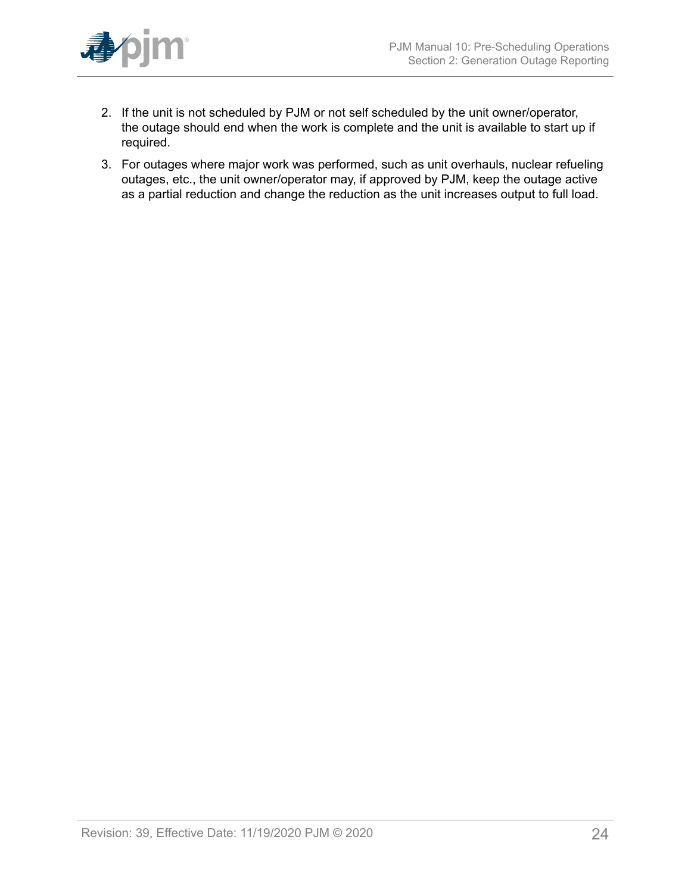2. If the unit is not scheduled by PJM or not self scheduled by the unit owner/operator, the outage should end when the work is complete and the unit is available to start up if required.
3. For outages where major work was performed, such as unit overhauls, nuclear refueling outages, etc., the unit owner/operator may, if approved by PJM, keep the outage active as a partial reduction and change the reduction as the unit increases output to full load.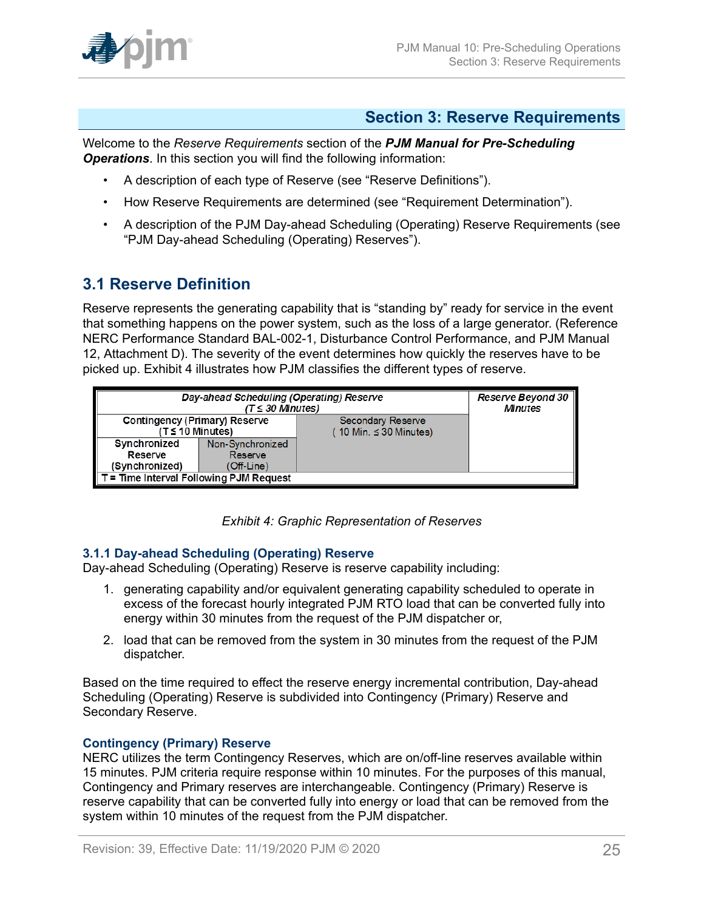## Section 3: Reserve Requirements

Welcome to the *Reserve Requirements* section of the ***PJM Manual for Pre-Scheduling Operations***. In this section you will find the following information:

- A description of each type of Reserve (see "Reserve Definitions").
- How Reserve Requirements are determined (see "Requirement Determination").
- A description of the PJM Day-ahead Scheduling (Operating) Reserve Requirements (see "PJM Day-ahead Scheduling (Operating) Reserves").

### 3.1 Reserve Definition

Reserve represents the generating capability that is "standing by" ready for service in the event that something happens on the power system, such as the loss of a large generator. (Reference NERC Performance Standard BAL-002-1, Disturbance Control Performance, and PJM Manual 12, Attachment D). The severity of the event determines how quickly the reserves have to be picked up. Exhibit 4 illustrates how PJM classifies the different types of reserve.

| *Day-ahead Scheduling (Operating) Reserve (T ≤ 30 Minutes)* | | | *Reserve Beyond 30 Minutes* |
|---|---|---|---|
| Contingency (Primary) Reserve (T ≤ 10 Minutes) | | Secondary Reserve (10 Min. ≤ 30 Minutes) | |
| Synchronized Reserve (Synchronized) | Non-Synchronized Reserve (Off-Line) | | |
| T = Time Interval Following PJM Request | | | |

*Exhibit 4: Graphic Representation of Reserves*

#### 3.1.1 Day-ahead Scheduling (Operating) Reserve

Day-ahead Scheduling (Operating) Reserve is reserve capability including:

1. generating capability and/or equivalent generating capability scheduled to operate in excess of the forecast hourly integrated PJM RTO load that can be converted fully into energy within 30 minutes from the request of the PJM dispatcher or,
2. load that can be removed from the system in 30 minutes from the request of the PJM dispatcher.

Based on the time required to effect the reserve energy incremental contribution, Day-ahead Scheduling (Operating) Reserve is subdivided into Contingency (Primary) Reserve and Secondary Reserve.

#### Contingency (Primary) Reserve

NERC utilizes the term Contingency Reserves, which are on/off-line reserves available within 15 minutes. PJM criteria require response within 10 minutes. For the purposes of this manual, Contingency and Primary reserves are interchangeable. Contingency (Primary) Reserve is reserve capability that can be converted fully into energy or load that can be removed from the system within 10 minutes of the request from the PJM dispatcher.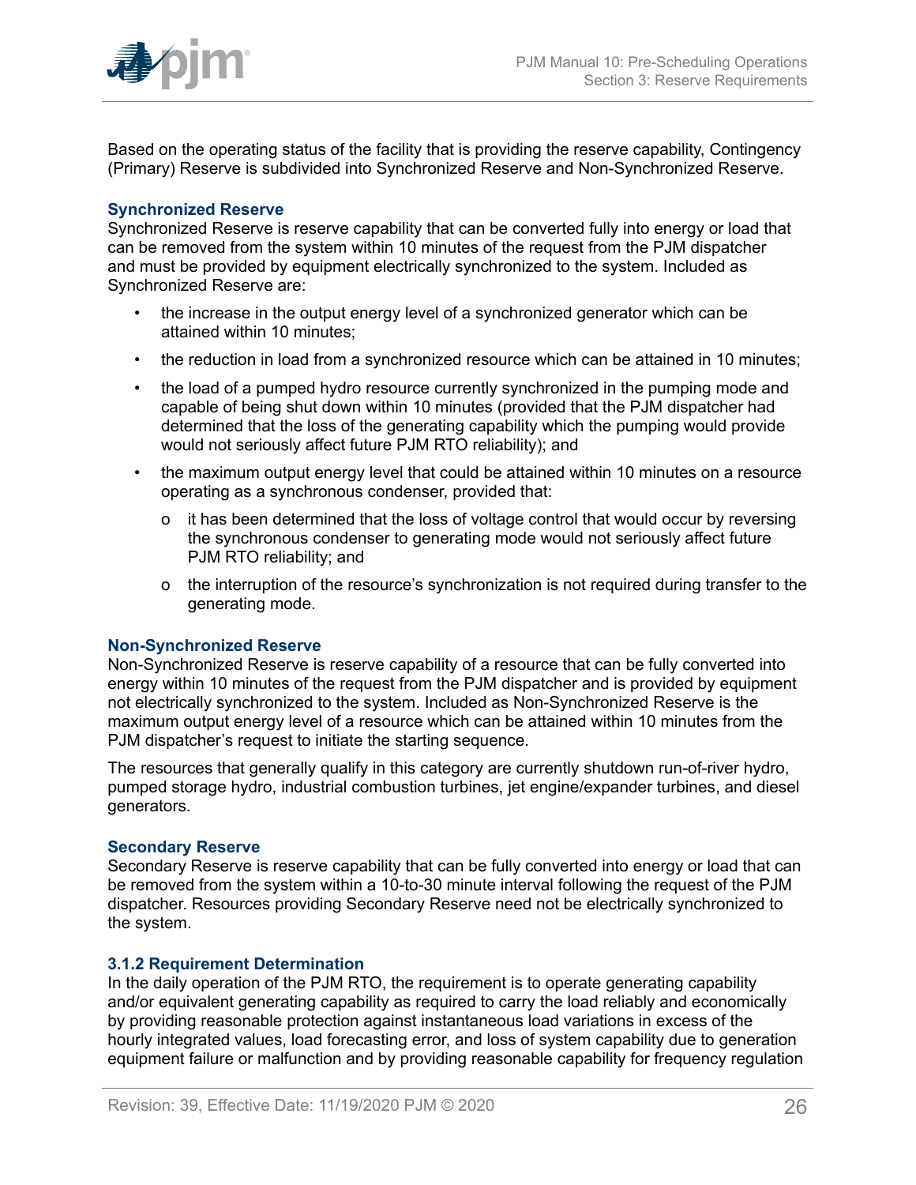Based on the operating status of the facility that is providing the reserve capability, Contingency (Primary) Reserve is subdivided into Synchronized Reserve and Non-Synchronized Reserve.

#### Synchronized Reserve

Synchronized Reserve is reserve capability that can be converted fully into energy or load that can be removed from the system within 10 minutes of the request from the PJM dispatcher and must be provided by equipment electrically synchronized to the system. Included as Synchronized Reserve are:

- the increase in the output energy level of a synchronized generator which can be attained within 10 minutes;
- the reduction in load from a synchronized resource which can be attained in 10 minutes;
- the load of a pumped hydro resource currently synchronized in the pumping mode and capable of being shut down within 10 minutes (provided that the PJM dispatcher had determined that the loss of the generating capability which the pumping would provide would not seriously affect future PJM RTO reliability); and
- the maximum output energy level that could be attained within 10 minutes on a resource operating as a synchronous condenser, provided that:
  - it has been determined that the loss of voltage control that would occur by reversing the synchronous condenser to generating mode would not seriously affect future PJM RTO reliability; and
  - the interruption of the resource's synchronization is not required during transfer to the generating mode.

#### Non-Synchronized Reserve

Non-Synchronized Reserve is reserve capability of a resource that can be fully converted into energy within 10 minutes of the request from the PJM dispatcher and is provided by equipment not electrically synchronized to the system. Included as Non-Synchronized Reserve is the maximum output energy level of a resource which can be attained within 10 minutes from the PJM dispatcher's request to initiate the starting sequence.

The resources that generally qualify in this category are currently shutdown run-of-river hydro, pumped storage hydro, industrial combustion turbines, jet engine/expander turbines, and diesel generators.

#### Secondary Reserve

Secondary Reserve is reserve capability that can be fully converted into energy or load that can be removed from the system within a 10-to-30 minute interval following the request of the PJM dispatcher. Resources providing Secondary Reserve need not be electrically synchronized to the system.

### 3.1.2 Requirement Determination

In the daily operation of the PJM RTO, the requirement is to operate generating capability and/or equivalent generating capability as required to carry the load reliably and economically by providing reasonable protection against instantaneous load variations in excess of the hourly integrated values, load forecasting error, and loss of system capability due to generation equipment failure or malfunction and by providing reasonable capability for frequency regulation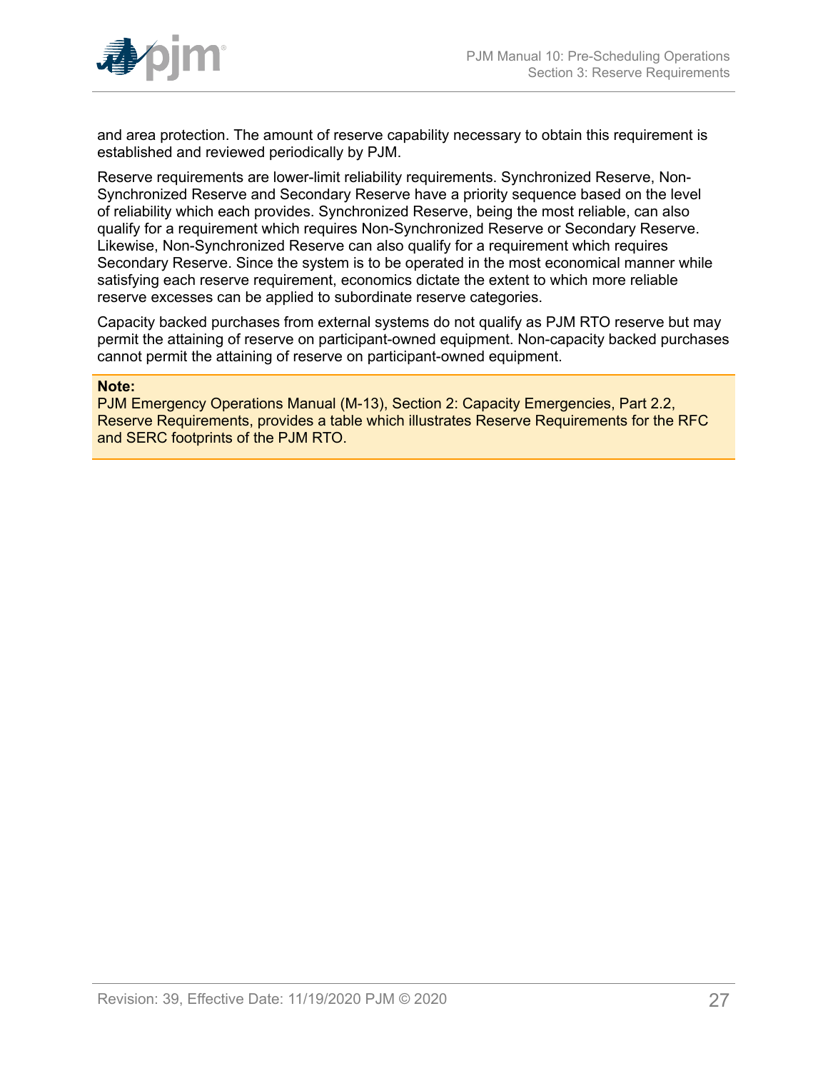and area protection. The amount of reserve capability necessary to obtain this requirement is established and reviewed periodically by PJM.

Reserve requirements are lower-limit reliability requirements. Synchronized Reserve, Non-Synchronized Reserve and Secondary Reserve have a priority sequence based on the level of reliability which each provides. Synchronized Reserve, being the most reliable, can also qualify for a requirement which requires Non-Synchronized Reserve or Secondary Reserve. Likewise, Non-Synchronized Reserve can also qualify for a requirement which requires Secondary Reserve. Since the system is to be operated in the most economical manner while satisfying each reserve requirement, economics dictate the extent to which more reliable reserve excesses can be applied to subordinate reserve categories.

Capacity backed purchases from external systems do not qualify as PJM RTO reserve but may permit the attaining of reserve on participant-owned equipment. Non-capacity backed purchases cannot permit the attaining of reserve on participant-owned equipment.

**Note:**
PJM Emergency Operations Manual (M-13), Section 2: Capacity Emergencies, Part 2.2, Reserve Requirements, provides a table which illustrates Reserve Requirements for the RFC and SERC footprints of the PJM RTO.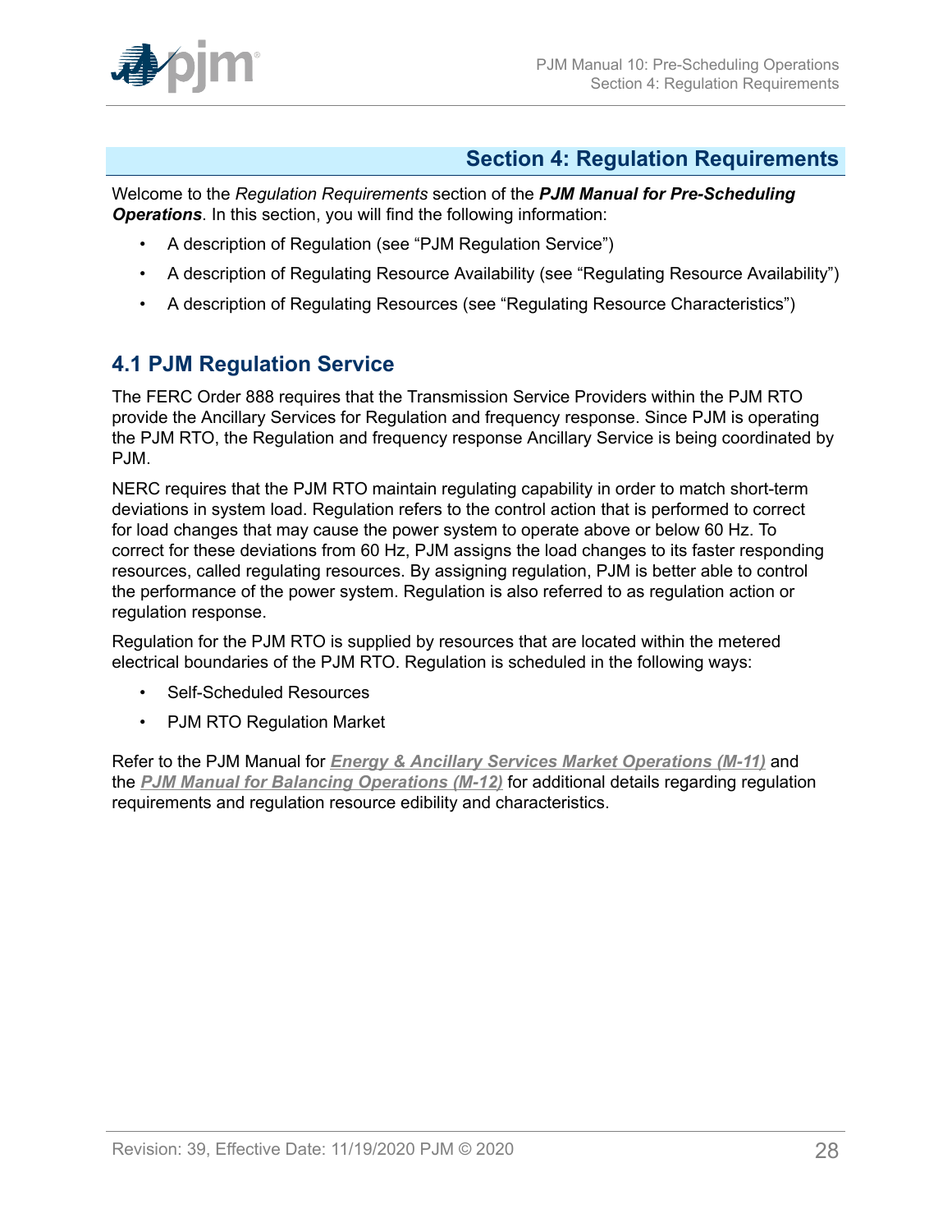# Section 4: Regulation Requirements

Welcome to the *Regulation Requirements* section of the ***PJM Manual for Pre-Scheduling Operations***. In this section, you will find the following information:

- A description of Regulation (see "PJM Regulation Service")
- A description of Regulating Resource Availability (see "Regulating Resource Availability")
- A description of Regulating Resources (see "Regulating Resource Characteristics")

## 4.1 PJM Regulation Service

The FERC Order 888 requires that the Transmission Service Providers within the PJM RTO provide the Ancillary Services for Regulation and frequency response. Since PJM is operating the PJM RTO, the Regulation and frequency response Ancillary Service is being coordinated by PJM.

NERC requires that the PJM RTO maintain regulating capability in order to match short-term deviations in system load. Regulation refers to the control action that is performed to correct for load changes that may cause the power system to operate above or below 60 Hz. To correct for these deviations from 60 Hz, PJM assigns the load changes to its faster responding resources, called regulating resources. By assigning regulation, PJM is better able to control the performance of the power system. Regulation is also referred to as regulation action or regulation response.

Regulation for the PJM RTO is supplied by resources that are located within the metered electrical boundaries of the PJM RTO. Regulation is scheduled in the following ways:

- Self-Scheduled Resources
- PJM RTO Regulation Market

Refer to the PJM Manual for ***Energy & Ancillary Services Market Operations (M-11)*** and the ***PJM Manual for Balancing Operations (M-12)*** for additional details regarding regulation requirements and regulation resource edibility and characteristics.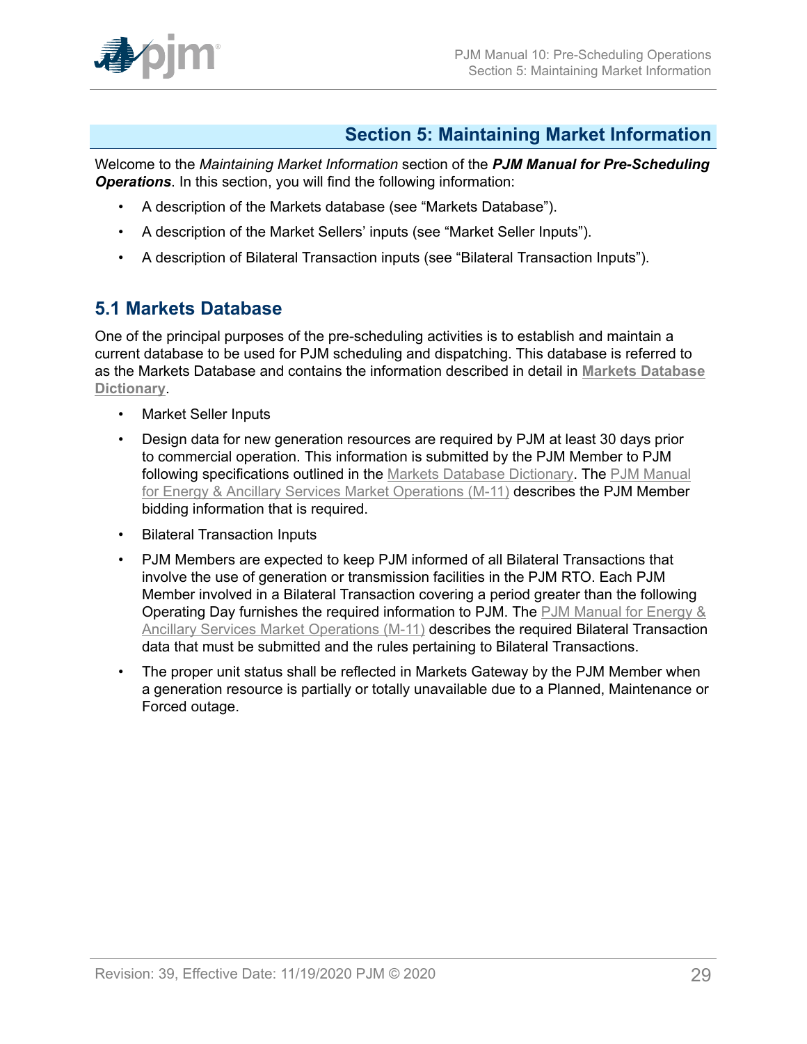# Section 5: Maintaining Market Information

Welcome to the *Maintaining Market Information* section of the ***PJM Manual for Pre-Scheduling Operations***. In this section, you will find the following information:

- A description of the Markets database (see "Markets Database").
- A description of the Market Sellers' inputs (see "Market Seller Inputs").
- A description of Bilateral Transaction inputs (see "Bilateral Transaction Inputs").

## 5.1 Markets Database

One of the principal purposes of the pre-scheduling activities is to establish and maintain a current database to be used for PJM scheduling and dispatching. This database is referred to as the Markets Database and contains the information described in detail in **Markets Database Dictionary**.

- Market Seller Inputs
- Design data for new generation resources are required by PJM at least 30 days prior to commercial operation. This information is submitted by the PJM Member to PJM following specifications outlined in the Markets Database Dictionary. The PJM Manual for Energy & Ancillary Services Market Operations (M-11) describes the PJM Member bidding information that is required.
- Bilateral Transaction Inputs
- PJM Members are expected to keep PJM informed of all Bilateral Transactions that involve the use of generation or transmission facilities in the PJM RTO. Each PJM Member involved in a Bilateral Transaction covering a period greater than the following Operating Day furnishes the required information to PJM. The PJM Manual for Energy & Ancillary Services Market Operations (M-11) describes the required Bilateral Transaction data that must be submitted and the rules pertaining to Bilateral Transactions.
- The proper unit status shall be reflected in Markets Gateway by the PJM Member when a generation resource is partially or totally unavailable due to a Planned, Maintenance or Forced outage.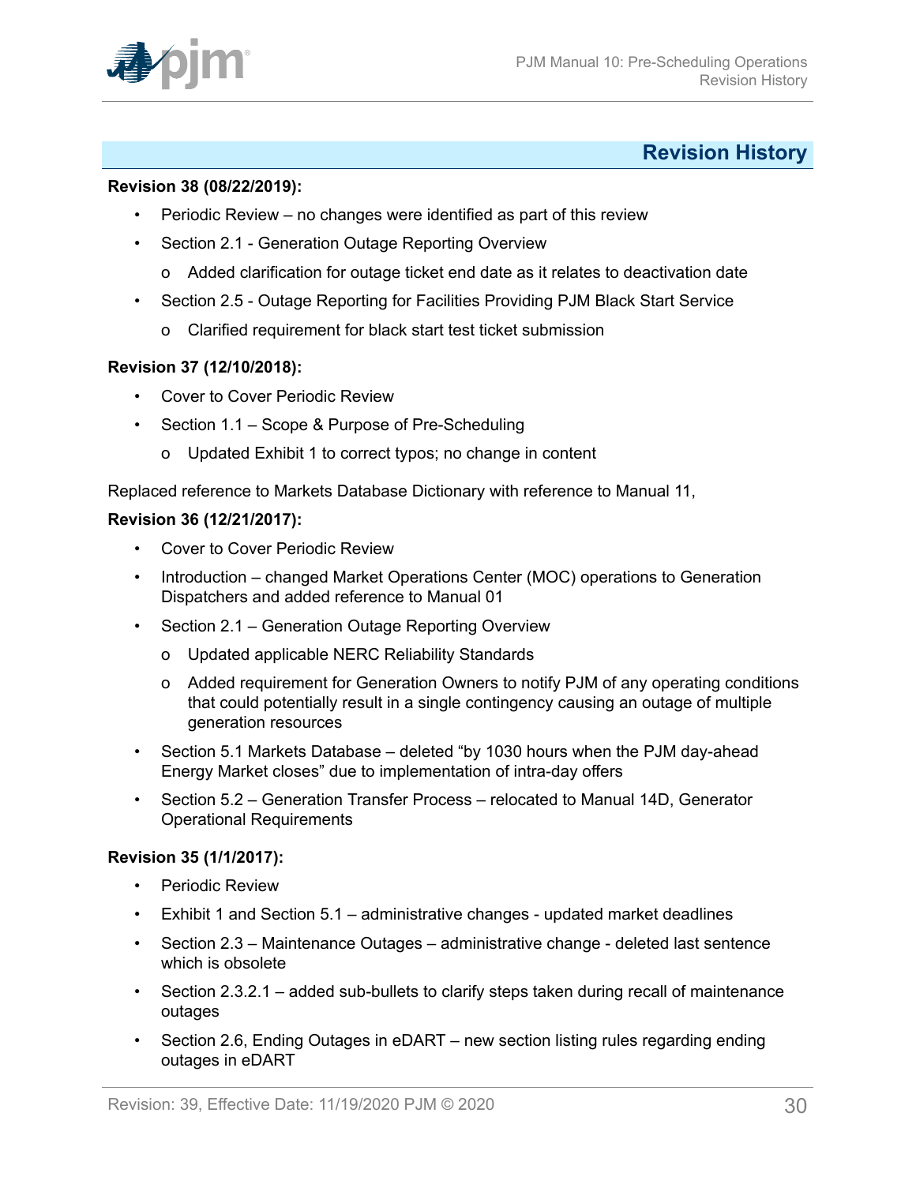## Revision History

**Revision 38 (08/22/2019):**

- Periodic Review – no changes were identified as part of this review
- Section 2.1 - Generation Outage Reporting Overview
  - o Added clarification for outage ticket end date as it relates to deactivation date
- Section 2.5 - Outage Reporting for Facilities Providing PJM Black Start Service
  - o Clarified requirement for black start test ticket submission

**Revision 37 (12/10/2018):**

- Cover to Cover Periodic Review
- Section 1.1 – Scope & Purpose of Pre-Scheduling
  - o Updated Exhibit 1 to correct typos; no change in content

Replaced reference to Markets Database Dictionary with reference to Manual 11,

**Revision 36 (12/21/2017):**

- Cover to Cover Periodic Review
- Introduction – changed Market Operations Center (MOC) operations to Generation Dispatchers and added reference to Manual 01
- Section 2.1 – Generation Outage Reporting Overview
  - o Updated applicable NERC Reliability Standards
  - o Added requirement for Generation Owners to notify PJM of any operating conditions that could potentially result in a single contingency causing an outage of multiple generation resources
- Section 5.1 Markets Database – deleted "by 1030 hours when the PJM day-ahead Energy Market closes" due to implementation of intra-day offers
- Section 5.2 – Generation Transfer Process – relocated to Manual 14D, Generator Operational Requirements

**Revision 35 (1/1/2017):**

- Periodic Review
- Exhibit 1 and Section 5.1 – administrative changes - updated market deadlines
- Section 2.3 – Maintenance Outages – administrative change - deleted last sentence which is obsolete
- Section 2.3.2.1 – added sub-bullets to clarify steps taken during recall of maintenance outages
- Section 2.6, Ending Outages in eDART – new section listing rules regarding ending outages in eDART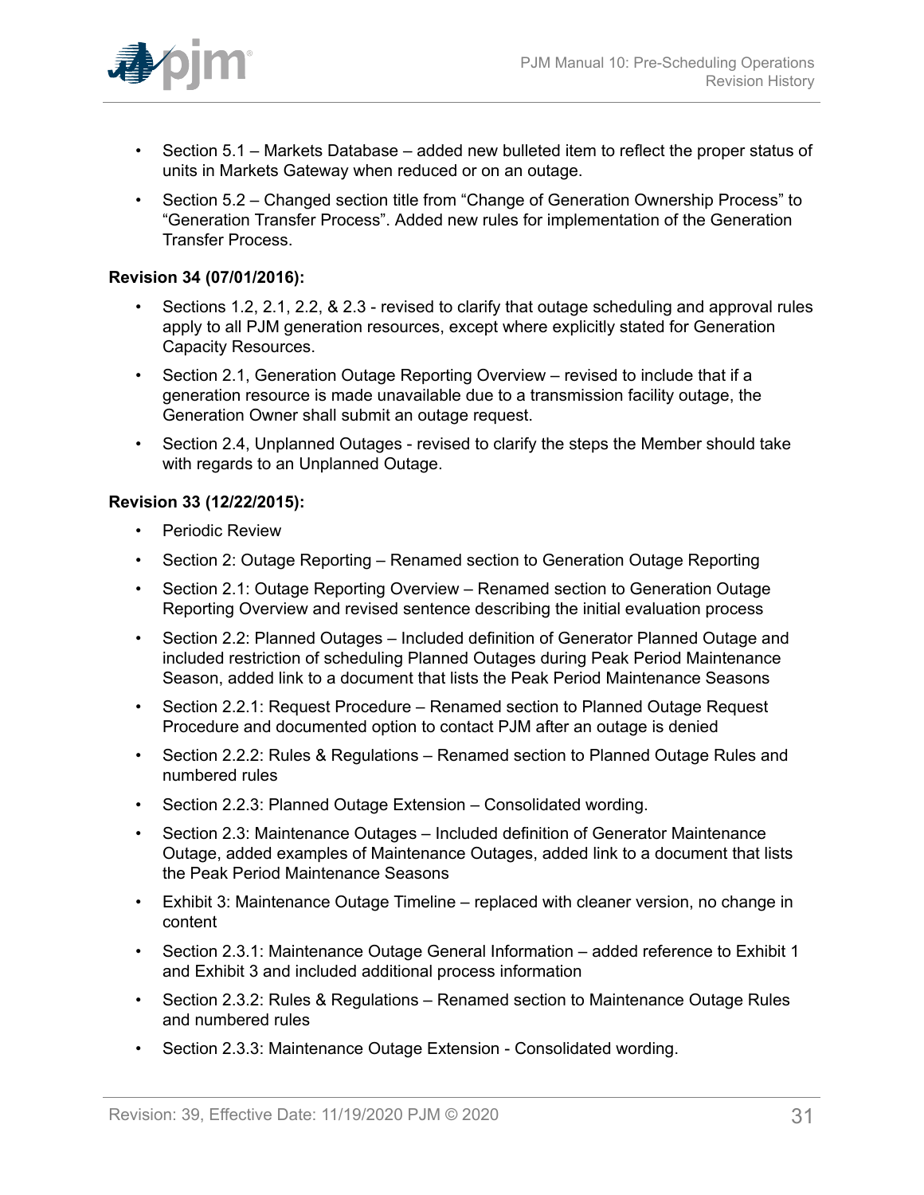- Section 5.1 – Markets Database – added new bulleted item to reflect the proper status of units in Markets Gateway when reduced or on an outage.
- Section 5.2 – Changed section title from "Change of Generation Ownership Process" to "Generation Transfer Process". Added new rules for implementation of the Generation Transfer Process.

**Revision 34 (07/01/2016):**

- Sections 1.2, 2.1, 2.2, & 2.3 - revised to clarify that outage scheduling and approval rules apply to all PJM generation resources, except where explicitly stated for Generation Capacity Resources.
- Section 2.1, Generation Outage Reporting Overview – revised to include that if a generation resource is made unavailable due to a transmission facility outage, the Generation Owner shall submit an outage request.
- Section 2.4, Unplanned Outages - revised to clarify the steps the Member should take with regards to an Unplanned Outage.

**Revision 33 (12/22/2015):**

- Periodic Review
- Section 2: Outage Reporting – Renamed section to Generation Outage Reporting
- Section 2.1: Outage Reporting Overview – Renamed section to Generation Outage Reporting Overview and revised sentence describing the initial evaluation process
- Section 2.2: Planned Outages – Included definition of Generator Planned Outage and included restriction of scheduling Planned Outages during Peak Period Maintenance Season, added link to a document that lists the Peak Period Maintenance Seasons
- Section 2.2.1: Request Procedure – Renamed section to Planned Outage Request Procedure and documented option to contact PJM after an outage is denied
- Section 2.2.2: Rules & Regulations – Renamed section to Planned Outage Rules and numbered rules
- Section 2.2.3: Planned Outage Extension – Consolidated wording.
- Section 2.3: Maintenance Outages – Included definition of Generator Maintenance Outage, added examples of Maintenance Outages, added link to a document that lists the Peak Period Maintenance Seasons
- Exhibit 3: Maintenance Outage Timeline – replaced with cleaner version, no change in content
- Section 2.3.1: Maintenance Outage General Information – added reference to Exhibit 1 and Exhibit 3 and included additional process information
- Section 2.3.2: Rules & Regulations – Renamed section to Maintenance Outage Rules and numbered rules
- Section 2.3.3: Maintenance Outage Extension - Consolidated wording.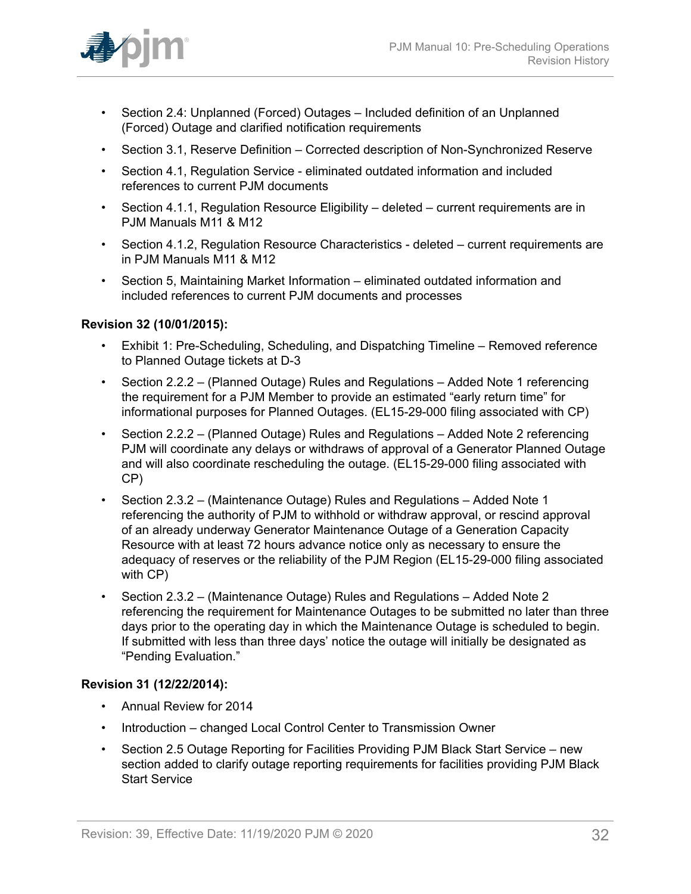- Section 2.4: Unplanned (Forced) Outages – Included definition of an Unplanned (Forced) Outage and clarified notification requirements
- Section 3.1, Reserve Definition – Corrected description of Non-Synchronized Reserve
- Section 4.1, Regulation Service - eliminated outdated information and included references to current PJM documents
- Section 4.1.1, Regulation Resource Eligibility – deleted – current requirements are in PJM Manuals M11 & M12
- Section 4.1.2, Regulation Resource Characteristics - deleted – current requirements are in PJM Manuals M11 & M12
- Section 5, Maintaining Market Information – eliminated outdated information and included references to current PJM documents and processes

**Revision 32 (10/01/2015):**

- Exhibit 1: Pre-Scheduling, Scheduling, and Dispatching Timeline – Removed reference to Planned Outage tickets at D-3
- Section 2.2.2 – (Planned Outage) Rules and Regulations – Added Note 1 referencing the requirement for a PJM Member to provide an estimated "early return time" for informational purposes for Planned Outages. (EL15-29-000 filing associated with CP)
- Section 2.2.2 – (Planned Outage) Rules and Regulations – Added Note 2 referencing PJM will coordinate any delays or withdraws of approval of a Generator Planned Outage and will also coordinate rescheduling the outage. (EL15-29-000 filing associated with CP)
- Section 2.3.2 – (Maintenance Outage) Rules and Regulations – Added Note 1 referencing the authority of PJM to withhold or withdraw approval, or rescind approval of an already underway Generator Maintenance Outage of a Generation Capacity Resource with at least 72 hours advance notice only as necessary to ensure the adequacy of reserves or the reliability of the PJM Region (EL15-29-000 filing associated with CP)
- Section 2.3.2 – (Maintenance Outage) Rules and Regulations – Added Note 2 referencing the requirement for Maintenance Outages to be submitted no later than three days prior to the operating day in which the Maintenance Outage is scheduled to begin. If submitted with less than three days' notice the outage will initially be designated as "Pending Evaluation."

**Revision 31 (12/22/2014):**

- Annual Review for 2014
- Introduction – changed Local Control Center to Transmission Owner
- Section 2.5 Outage Reporting for Facilities Providing PJM Black Start Service – new section added to clarify outage reporting requirements for facilities providing PJM Black Start Service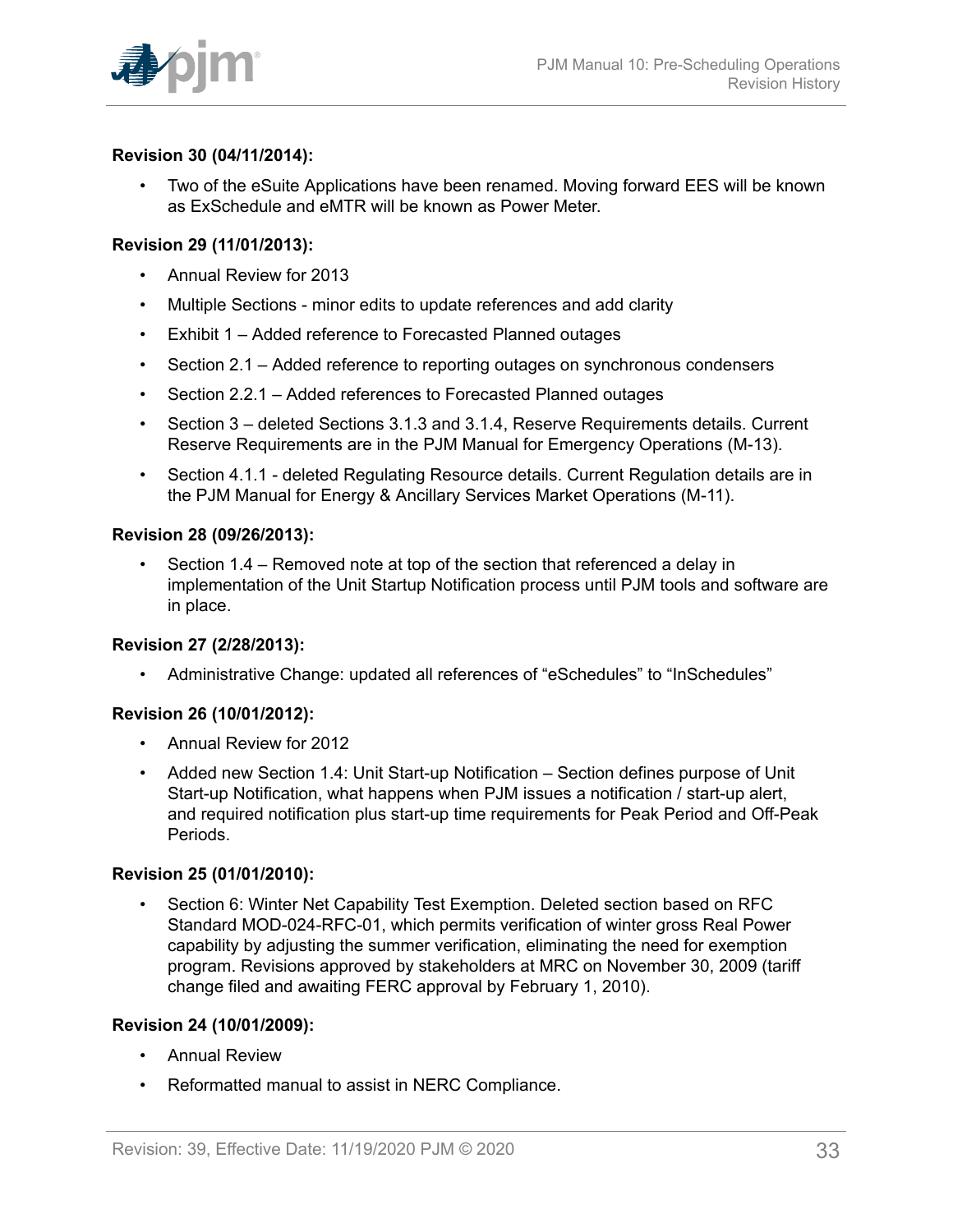**Revision 30 (04/11/2014):**

- Two of the eSuite Applications have been renamed. Moving forward EES will be known as ExSchedule and eMTR will be known as Power Meter.

**Revision 29 (11/01/2013):**

- Annual Review for 2013
- Multiple Sections - minor edits to update references and add clarity
- Exhibit 1 – Added reference to Forecasted Planned outages
- Section 2.1 – Added reference to reporting outages on synchronous condensers
- Section 2.2.1 – Added references to Forecasted Planned outages
- Section 3 – deleted Sections 3.1.3 and 3.1.4, Reserve Requirements details. Current Reserve Requirements are in the PJM Manual for Emergency Operations (M-13).
- Section 4.1.1 - deleted Regulating Resource details. Current Regulation details are in the PJM Manual for Energy & Ancillary Services Market Operations (M-11).

**Revision 28 (09/26/2013):**

- Section 1.4 – Removed note at top of the section that referenced a delay in implementation of the Unit Startup Notification process until PJM tools and software are in place.

**Revision 27 (2/28/2013):**

- Administrative Change: updated all references of "eSchedules" to "InSchedules"

**Revision 26 (10/01/2012):**

- Annual Review for 2012
- Added new Section 1.4: Unit Start-up Notification – Section defines purpose of Unit Start-up Notification, what happens when PJM issues a notification / start-up alert, and required notification plus start-up time requirements for Peak Period and Off-Peak Periods.

**Revision 25 (01/01/2010):**

- Section 6: Winter Net Capability Test Exemption. Deleted section based on RFC Standard MOD-024-RFC-01, which permits verification of winter gross Real Power capability by adjusting the summer verification, eliminating the need for exemption program. Revisions approved by stakeholders at MRC on November 30, 2009 (tariff change filed and awaiting FERC approval by February 1, 2010).

**Revision 24 (10/01/2009):**

- Annual Review
- Reformatted manual to assist in NERC Compliance.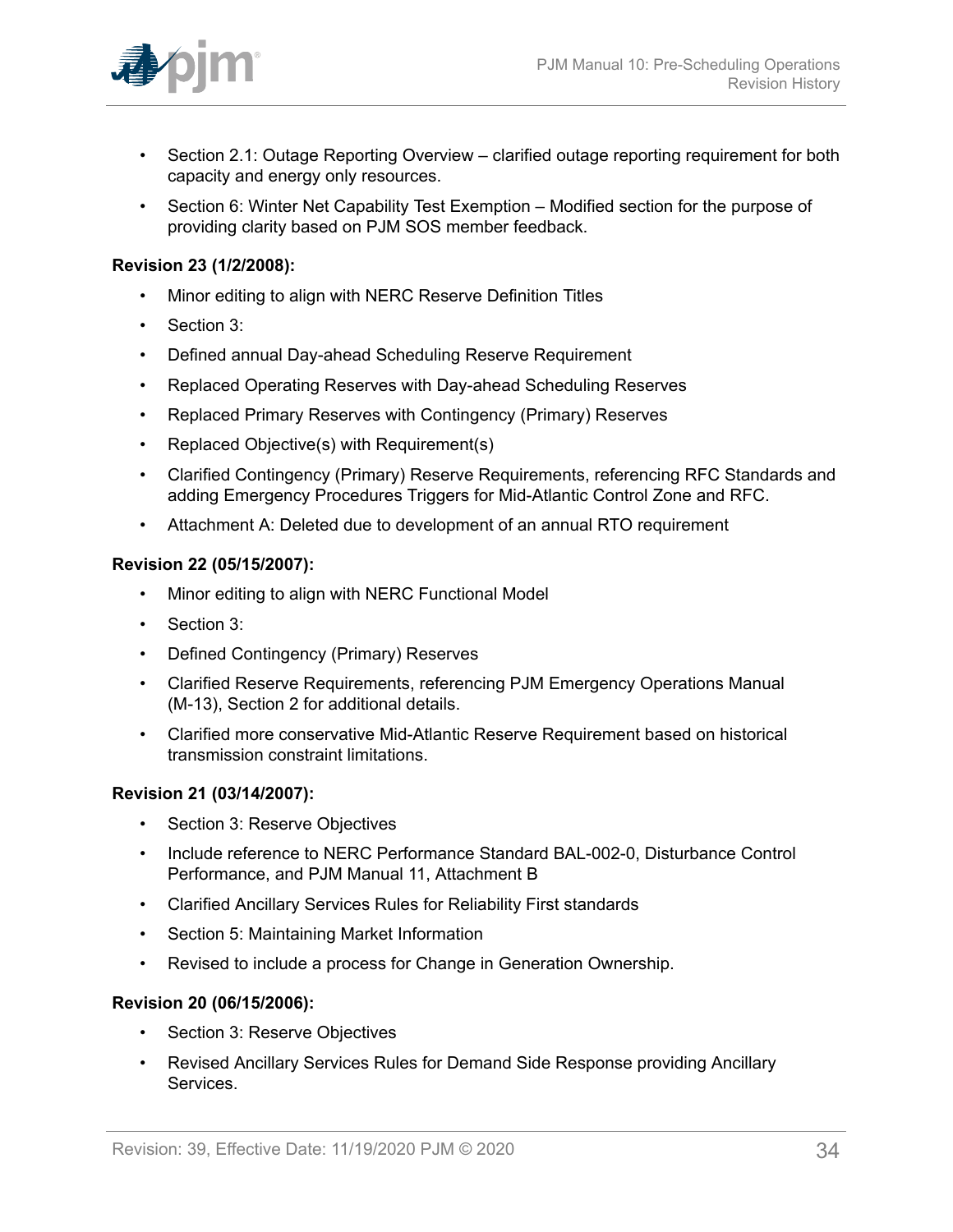- Section 2.1: Outage Reporting Overview – clarified outage reporting requirement for both capacity and energy only resources.
- Section 6: Winter Net Capability Test Exemption – Modified section for the purpose of providing clarity based on PJM SOS member feedback.

**Revision 23 (1/2/2008):**

- Minor editing to align with NERC Reserve Definition Titles
- Section 3:
- Defined annual Day-ahead Scheduling Reserve Requirement
- Replaced Operating Reserves with Day-ahead Scheduling Reserves
- Replaced Primary Reserves with Contingency (Primary) Reserves
- Replaced Objective(s) with Requirement(s)
- Clarified Contingency (Primary) Reserve Requirements, referencing RFC Standards and adding Emergency Procedures Triggers for Mid-Atlantic Control Zone and RFC.
- Attachment A: Deleted due to development of an annual RTO requirement

**Revision 22 (05/15/2007):**

- Minor editing to align with NERC Functional Model
- Section 3:
- Defined Contingency (Primary) Reserves
- Clarified Reserve Requirements, referencing PJM Emergency Operations Manual (M-13), Section 2 for additional details.
- Clarified more conservative Mid-Atlantic Reserve Requirement based on historical transmission constraint limitations.

**Revision 21 (03/14/2007):**

- Section 3: Reserve Objectives
- Include reference to NERC Performance Standard BAL-002-0, Disturbance Control Performance, and PJM Manual 11, Attachment B
- Clarified Ancillary Services Rules for Reliability First standards
- Section 5: Maintaining Market Information
- Revised to include a process for Change in Generation Ownership.

**Revision 20 (06/15/2006):**

- Section 3: Reserve Objectives
- Revised Ancillary Services Rules for Demand Side Response providing Ancillary Services.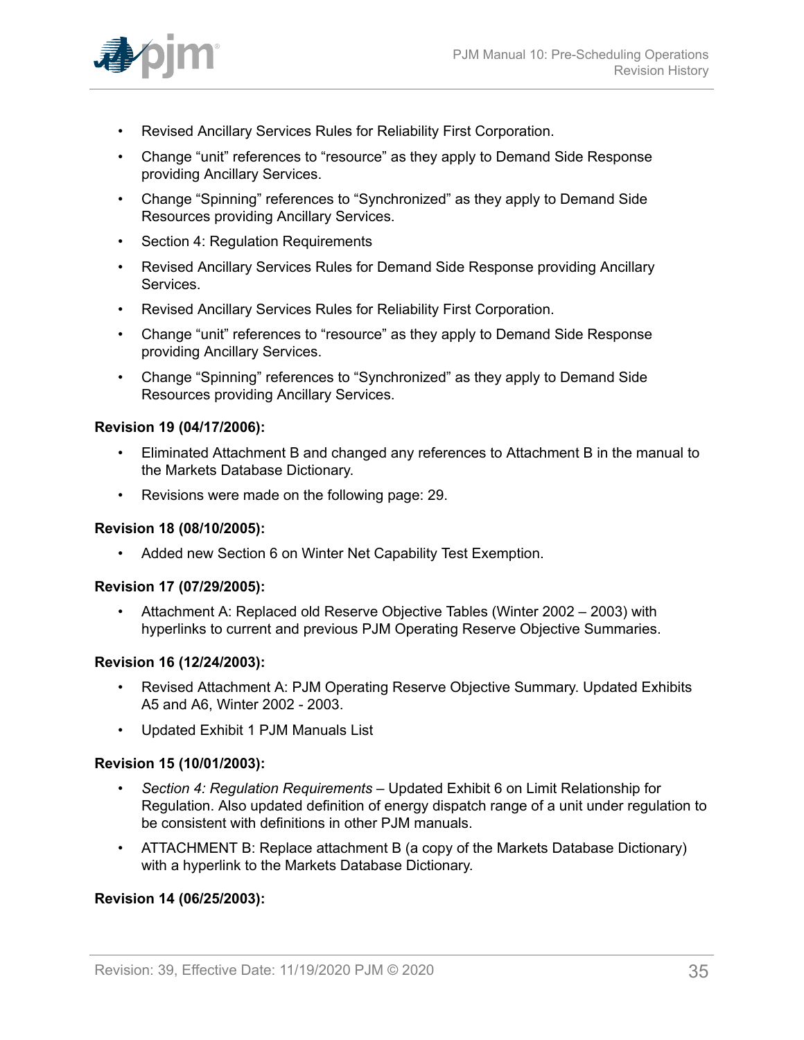- Revised Ancillary Services Rules for Reliability First Corporation.
- Change “unit” references to “resource” as they apply to Demand Side Response providing Ancillary Services.
- Change “Spinning” references to “Synchronized” as they apply to Demand Side Resources providing Ancillary Services.
- Section 4: Regulation Requirements
- Revised Ancillary Services Rules for Demand Side Response providing Ancillary Services.
- Revised Ancillary Services Rules for Reliability First Corporation.
- Change “unit” references to “resource” as they apply to Demand Side Response providing Ancillary Services.
- Change “Spinning” references to “Synchronized” as they apply to Demand Side Resources providing Ancillary Services.

**Revision 19 (04/17/2006):**

- Eliminated Attachment B and changed any references to Attachment B in the manual to the Markets Database Dictionary.
- Revisions were made on the following page: 29.

**Revision 18 (08/10/2005):**

- Added new Section 6 on Winter Net Capability Test Exemption.

**Revision 17 (07/29/2005):**

- Attachment A: Replaced old Reserve Objective Tables (Winter 2002 – 2003) with hyperlinks to current and previous PJM Operating Reserve Objective Summaries.

**Revision 16 (12/24/2003):**

- Revised Attachment A: PJM Operating Reserve Objective Summary. Updated Exhibits A5 and A6, Winter 2002 - 2003.
- Updated Exhibit 1 PJM Manuals List

**Revision 15 (10/01/2003):**

- *Section 4: Regulation Requirements* – Updated Exhibit 6 on Limit Relationship for Regulation. Also updated definition of energy dispatch range of a unit under regulation to be consistent with definitions in other PJM manuals.
- ATTACHMENT B: Replace attachment B (a copy of the Markets Database Dictionary) with a hyperlink to the Markets Database Dictionary.

**Revision 14 (06/25/2003):**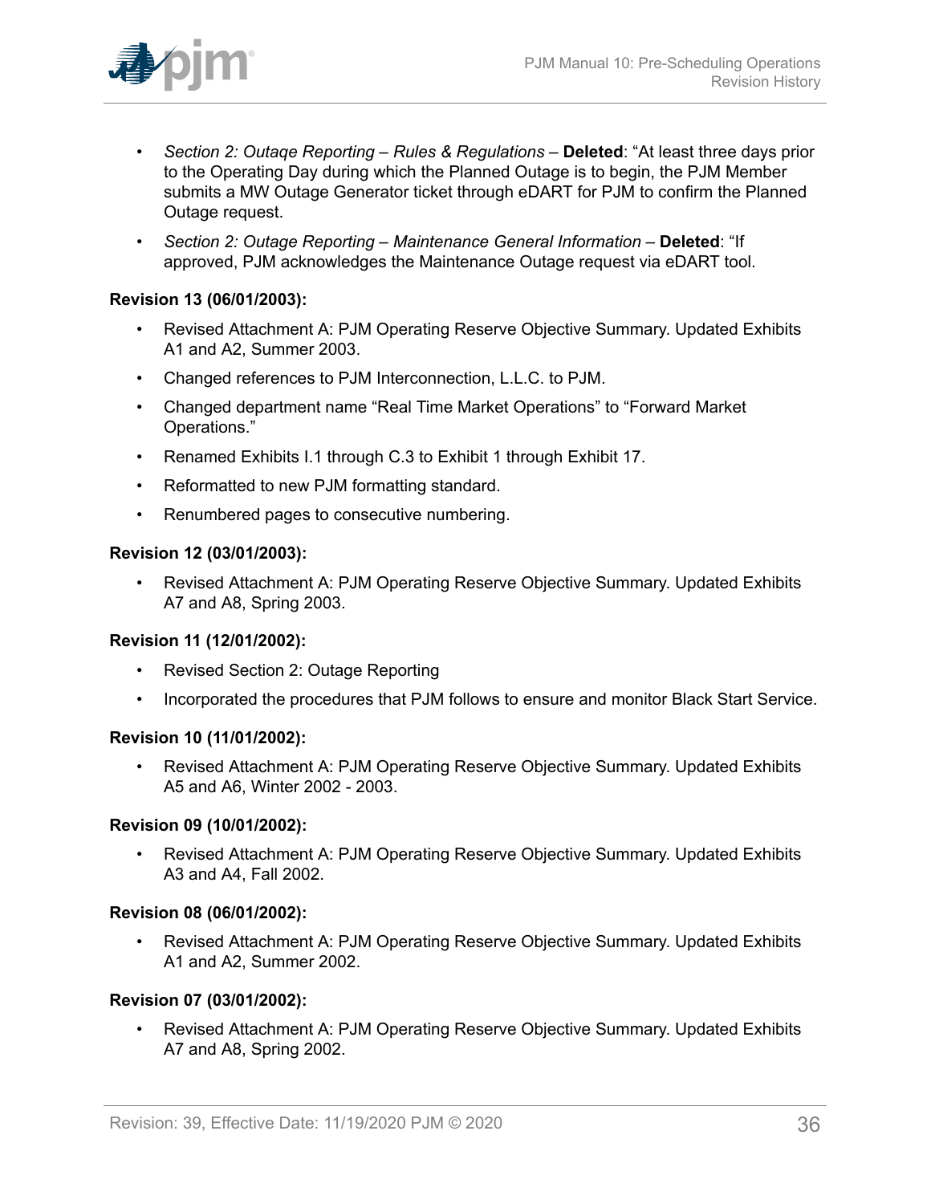- *Section 2: Outaqe Reporting – Rules & Regulations* – **Deleted**: “At least three days prior to the Operating Day during which the Planned Outage is to begin, the PJM Member submits a MW Outage Generator ticket through eDART for PJM to confirm the Planned Outage request.
- *Section 2: Outage Reporting – Maintenance General Information* – **Deleted**: “If approved, PJM acknowledges the Maintenance Outage request via eDART tool.

**Revision 13 (06/01/2003):**

- Revised Attachment A: PJM Operating Reserve Objective Summary. Updated Exhibits A1 and A2, Summer 2003.
- Changed references to PJM Interconnection, L.L.C. to PJM.
- Changed department name “Real Time Market Operations” to “Forward Market Operations.”
- Renamed Exhibits I.1 through C.3 to Exhibit 1 through Exhibit 17.
- Reformatted to new PJM formatting standard.
- Renumbered pages to consecutive numbering.

**Revision 12 (03/01/2003):**

- Revised Attachment A: PJM Operating Reserve Objective Summary. Updated Exhibits A7 and A8, Spring 2003.

**Revision 11 (12/01/2002):**

- Revised Section 2: Outage Reporting
- Incorporated the procedures that PJM follows to ensure and monitor Black Start Service.

**Revision 10 (11/01/2002):**

- Revised Attachment A: PJM Operating Reserve Objective Summary. Updated Exhibits A5 and A6, Winter 2002 - 2003.

**Revision 09 (10/01/2002):**

- Revised Attachment A: PJM Operating Reserve Objective Summary. Updated Exhibits A3 and A4, Fall 2002.

**Revision 08 (06/01/2002):**

- Revised Attachment A: PJM Operating Reserve Objective Summary. Updated Exhibits A1 and A2, Summer 2002.

**Revision 07 (03/01/2002):**

- Revised Attachment A: PJM Operating Reserve Objective Summary. Updated Exhibits A7 and A8, Spring 2002.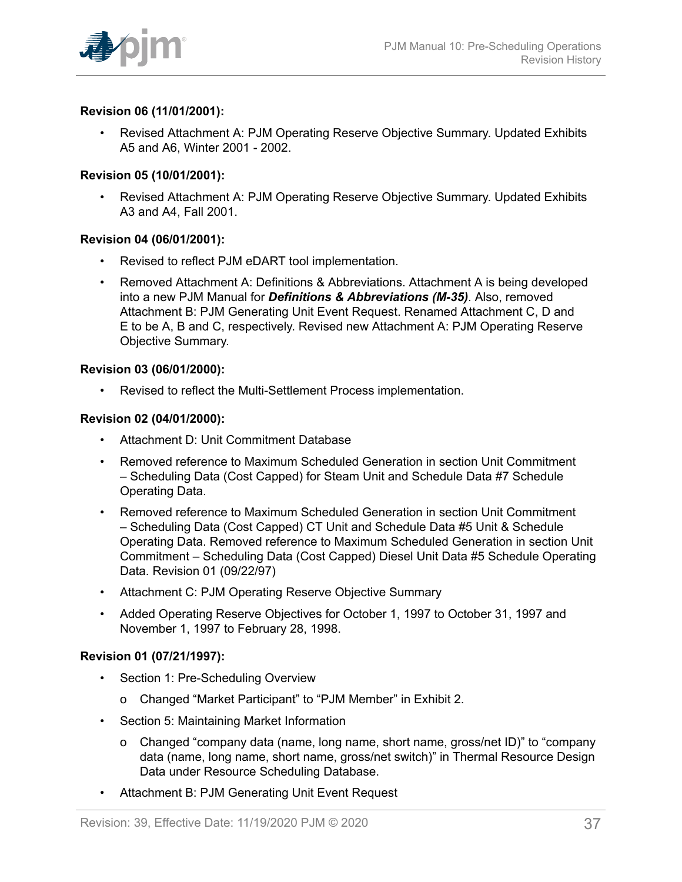**Revision 06 (11/01/2001):**

- Revised Attachment A: PJM Operating Reserve Objective Summary. Updated Exhibits A5 and A6, Winter 2001 - 2002.

**Revision 05 (10/01/2001):**

- Revised Attachment A: PJM Operating Reserve Objective Summary. Updated Exhibits A3 and A4, Fall 2001.

**Revision 04 (06/01/2001):**

- Revised to reflect PJM eDART tool implementation.
- Removed Attachment A: Definitions & Abbreviations. Attachment A is being developed into a new PJM Manual for ***Definitions & Abbreviations (M-35)***. Also, removed Attachment B: PJM Generating Unit Event Request. Renamed Attachment C, D and E to be A, B and C, respectively. Revised new Attachment A: PJM Operating Reserve Objective Summary.

**Revision 03 (06/01/2000):**

- Revised to reflect the Multi-Settlement Process implementation.

**Revision 02 (04/01/2000):**

- Attachment D: Unit Commitment Database
- Removed reference to Maximum Scheduled Generation in section Unit Commitment – Scheduling Data (Cost Capped) for Steam Unit and Schedule Data #7 Schedule Operating Data.
- Removed reference to Maximum Scheduled Generation in section Unit Commitment – Scheduling Data (Cost Capped) CT Unit and Schedule Data #5 Unit & Schedule Operating Data. Removed reference to Maximum Scheduled Generation in section Unit Commitment – Scheduling Data (Cost Capped) Diesel Unit Data #5 Schedule Operating Data. Revision 01 (09/22/97)
- Attachment C: PJM Operating Reserve Objective Summary
- Added Operating Reserve Objectives for October 1, 1997 to October 31, 1997 and November 1, 1997 to February 28, 1998.

**Revision 01 (07/21/1997):**

- Section 1: Pre-Scheduling Overview
  - o Changed “Market Participant” to “PJM Member” in Exhibit 2.
- Section 5: Maintaining Market Information
  - o Changed “company data (name, long name, short name, gross/net ID)” to “company data (name, long name, short name, gross/net switch)” in Thermal Resource Design Data under Resource Scheduling Database.
- Attachment B: PJM Generating Unit Event Request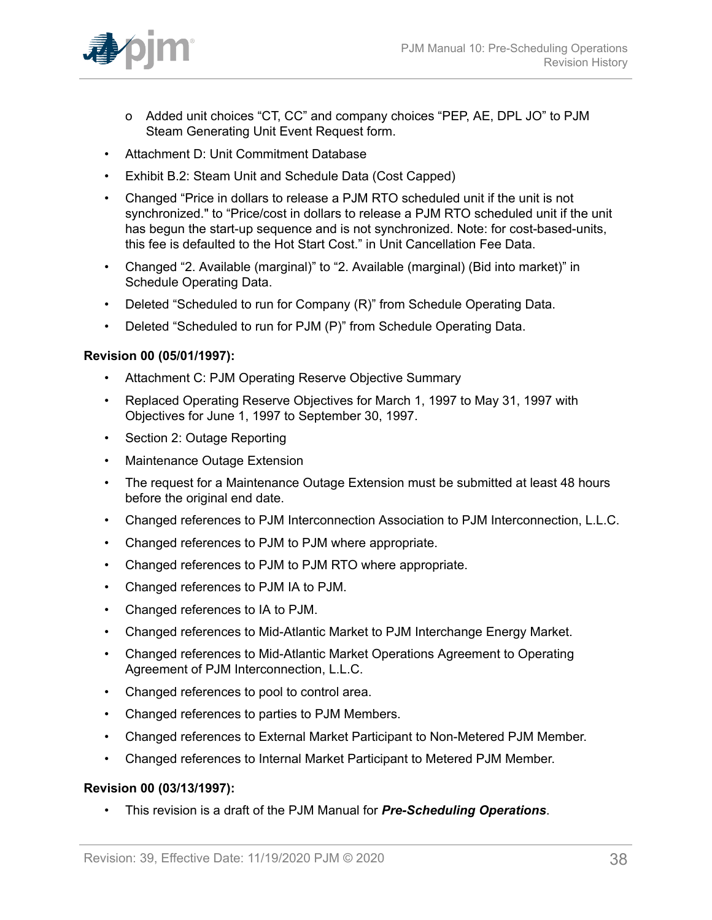- o Added unit choices “CT, CC” and company choices “PEP, AE, DPL JO” to PJM Steam Generating Unit Event Request form.
- Attachment D: Unit Commitment Database
- Exhibit B.2: Steam Unit and Schedule Data (Cost Capped)
- Changed “Price in dollars to release a PJM RTO scheduled unit if the unit is not synchronized." to “Price/cost in dollars to release a PJM RTO scheduled unit if the unit has begun the start-up sequence and is not synchronized. Note: for cost-based-units, this fee is defaulted to the Hot Start Cost.” in Unit Cancellation Fee Data.
- Changed “2. Available (marginal)” to “2. Available (marginal) (Bid into market)” in Schedule Operating Data.
- Deleted “Scheduled to run for Company (R)” from Schedule Operating Data.
- Deleted “Scheduled to run for PJM (P)” from Schedule Operating Data.

**Revision 00 (05/01/1997):**

- Attachment C: PJM Operating Reserve Objective Summary
- Replaced Operating Reserve Objectives for March 1, 1997 to May 31, 1997 with Objectives for June 1, 1997 to September 30, 1997.
- Section 2: Outage Reporting
- Maintenance Outage Extension
- The request for a Maintenance Outage Extension must be submitted at least 48 hours before the original end date.
- Changed references to PJM Interconnection Association to PJM Interconnection, L.L.C.
- Changed references to PJM to PJM where appropriate.
- Changed references to PJM to PJM RTO where appropriate.
- Changed references to PJM IA to PJM.
- Changed references to IA to PJM.
- Changed references to Mid-Atlantic Market to PJM Interchange Energy Market.
- Changed references to Mid-Atlantic Market Operations Agreement to Operating Agreement of PJM Interconnection, L.L.C.
- Changed references to pool to control area.
- Changed references to parties to PJM Members.
- Changed references to External Market Participant to Non-Metered PJM Member.
- Changed references to Internal Market Participant to Metered PJM Member.

**Revision 00 (03/13/1997):**

- This revision is a draft of the PJM Manual for ***Pre-Scheduling Operations***.